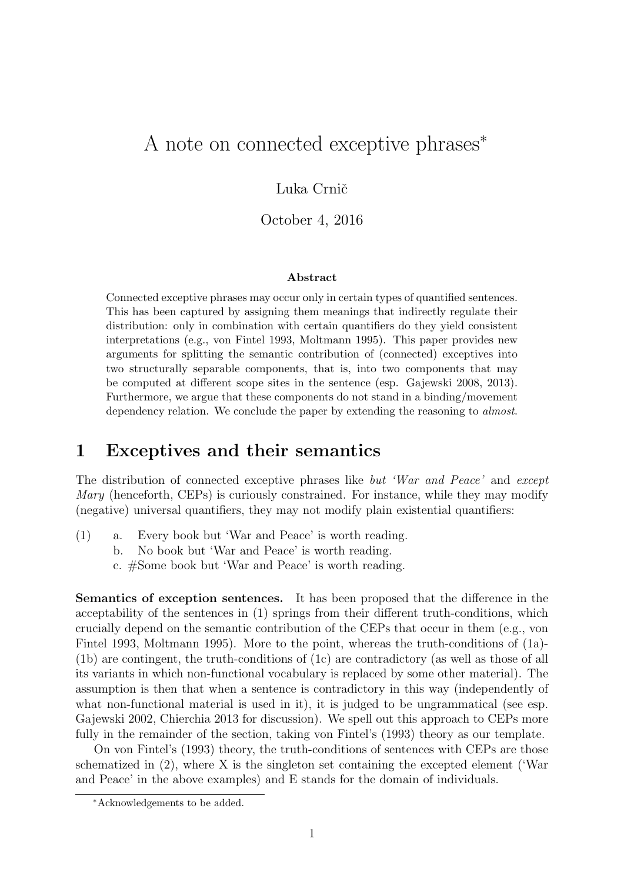# A note on connected exceptive phrases*

Luka Crnič

October 4, 2016

**Abstract**

Connected exceptive phrases may occur only in certain types of quantified sentences. This has been captured by assigning them meanings that indirectly regulate their distribution: only in combination with certain quantifiers do they yield consistent interpretations (e.g., von Fintel 1993, Moltmann 1995). This paper provides new arguments for splitting the semantic contribution of (connected) exceptives into two structurally separable components, that is, into two components that may be computed at different scope sites in the sentence (esp. Gajewski 2008, 2013). Furthermore, we argue that these components do not stand in a binding/movement dependency relation. We conclude the paper by extending the reasoning to *almost*.

## 1 Exceptives and their semantics

The distribution of connected exceptive phrases like *but 'War and Peace'* and *except Mary* (henceforth, CEPs) is curiously constrained. For instance, while they may modify (negative) universal quantifiers, they may not modify plain existential quantifiers:

(1) a. Every book but 'War and Peace' is worth reading.
   b. No book but 'War and Peace' is worth reading.
   c. #Some book but 'War and Peace' is worth reading.

**Semantics of exception sentences.** It has been proposed that the difference in the acceptability of the sentences in (1) springs from their different truth-conditions, which crucially depend on the semantic contribution of the CEPs that occur in them (e.g., von Fintel 1993, Moltmann 1995). More to the point, whereas the truth-conditions of (1a)-(1b) are contingent, the truth-conditions of (1c) are contradictory (as well as those of all its variants in which non-functional vocabulary is replaced by some other material). The assumption is then that when a sentence is contradictory in this way (independently of what non-functional material is used in it), it is judged to be ungrammatical (see esp. Gajewski 2002, Chierchia 2013 for discussion). We spell out this approach to CEPs more fully in the remainder of the section, taking von Fintel's (1993) theory as our template.

On von Fintel's (1993) theory, the truth-conditions of sentences with CEPs are those schematized in (2), where X is the singleton set containing the excepted element ('War and Peace' in the above examples) and E stands for the domain of individuals.

*Acknowledgements to be added.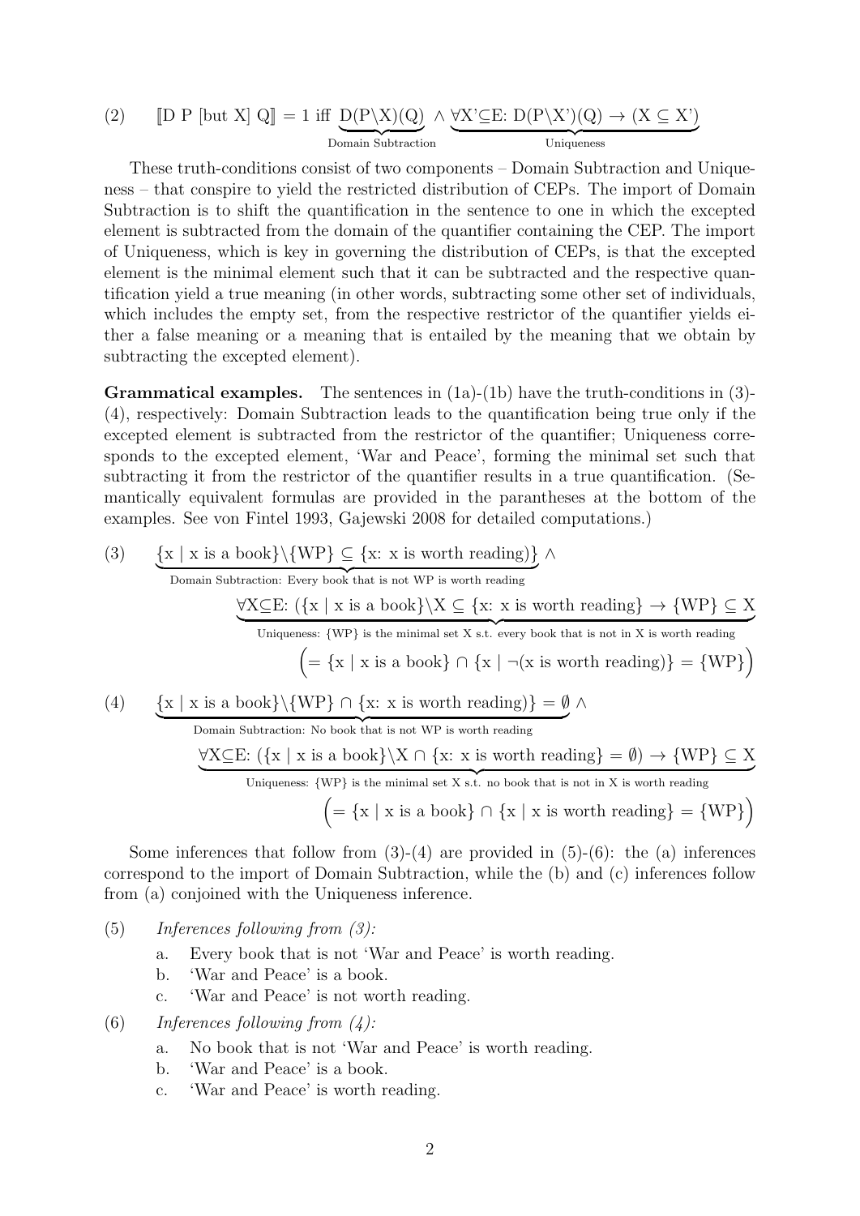(2) $[\![\text{D P [but X] Q}]\!] = 1$ iff $\underbrace{\text{D(P}\backslash\text{X)(Q)}}_{\text{Domain Subtraction}} \wedge \underbrace{\forall\text{X'}\subseteq\text{E: D(P}\backslash\text{X')(Q)} \rightarrow (\text{X} \subseteq \text{X'})}_{\text{Uniqueness}}$

These truth-conditions consist of two components – Domain Subtraction and Uniqueness – that conspire to yield the restricted distribution of CEPs. The import of Domain Subtraction is to shift the quantification in the sentence to one in which the excepted element is subtracted from the domain of the quantifier containing the CEP. The import of Uniqueness, which is key in governing the distribution of CEPs, is that the excepted element is the minimal element such that it can be subtracted and the respective quantification yield a true meaning (in other words, subtracting some other set of individuals, which includes the empty set, from the respective restrictor of the quantifier yields either a false meaning or a meaning that is entailed by the meaning that we obtain by subtracting the excepted element).

**Grammatical examples.** The sentences in (1a)-(1b) have the truth-conditions in (3)-(4), respectively: Domain Subtraction leads to the quantification being true only if the excepted element is subtracted from the restrictor of the quantifier; Uniqueness corresponds to the excepted element, 'War and Peace', forming the minimal set such that subtracting it from the restrictor of the quantifier results in a true quantification. (Semantically equivalent formulas are provided in the parantheses at the bottom of the examples. See von Fintel 1993, Gajewski 2008 for detailed computations.)

(3) $\underbrace{\{\text{x} \mid \text{x is a book}\}\backslash\{\text{WP}\} \subseteq \{\text{x: x is worth reading}\}}_{\text{Domain Subtraction: Every book that is not WP is worth reading}} \wedge$

$\underbrace{\forall\text{X}\subseteq\text{E: }(\{\text{x} \mid \text{x is a book}\}\backslash\text{X} \subseteq \{\text{x: x is worth reading}\} \rightarrow \{\text{WP}\} \subseteq \text{X}}_{\text{Uniqueness: \{WP\} is the minimal set X s.t. every book that is not in X is worth reading}}$

$\Big(= \{\text{x} \mid \text{x is a book}\} \cap \{\text{x} \mid \neg(\text{x is worth reading})\} = \{\text{WP}\}\Big)$

(4) $\underbrace{\{\text{x} \mid \text{x is a book}\}\backslash\{\text{WP}\} \cap \{\text{x: x is worth reading}\} = \emptyset}_{\text{Domain Subtraction: No book that is not WP is worth reading}} \wedge$

$\underbrace{\forall\text{X}\subseteq\text{E: }(\{\text{x} \mid \text{x is a book}\}\backslash\text{X} \cap \{\text{x: x is worth reading}\} = \emptyset) \rightarrow \{\text{WP}\} \subseteq \text{X}}_{\text{Uniqueness: \{WP\} is the minimal set X s.t. no book that is not in X is worth reading}}$

$\Big(= \{\text{x} \mid \text{x is a book}\} \cap \{\text{x} \mid \text{x is worth reading}\} = \{\text{WP}\}\Big)$

Some inferences that follow from (3)-(4) are provided in (5)-(6): the (a) inferences correspond to the import of Domain Subtraction, while the (b) and (c) inferences follow from (a) conjoined with the Uniqueness inference.

(5) *Inferences following from (3):*

a. Every book that is not 'War and Peace' is worth reading.
b. 'War and Peace' is a book.
c. 'War and Peace' is not worth reading.

(6) *Inferences following from (4):*

a. No book that is not 'War and Peace' is worth reading.
b. 'War and Peace' is a book.
c. 'War and Peace' is worth reading.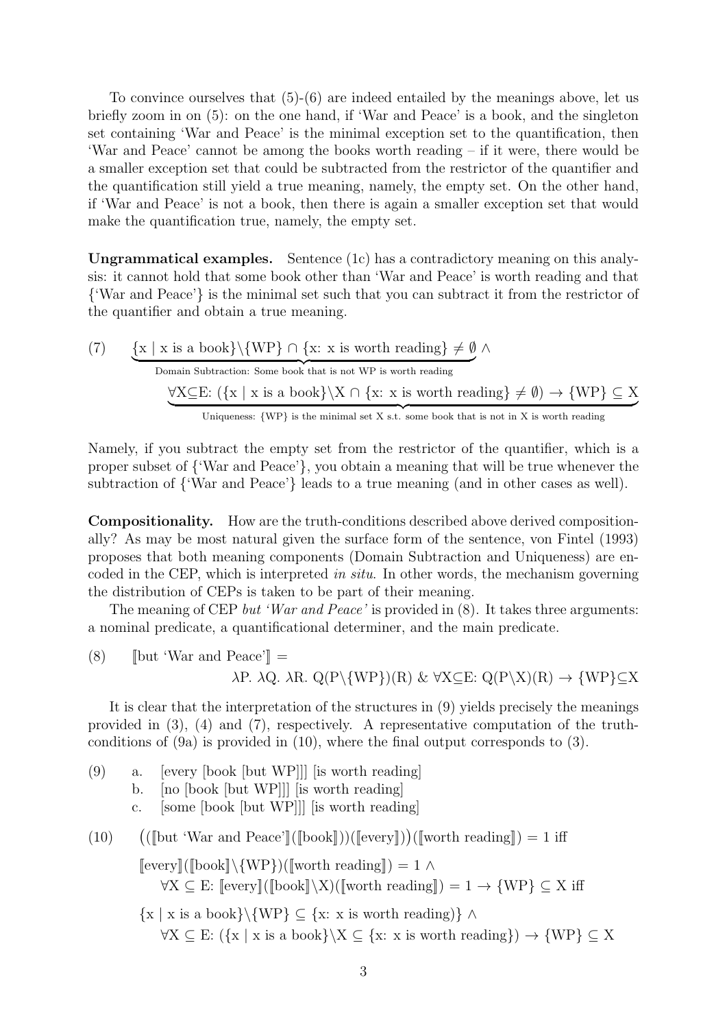To convince ourselves that (5)-(6) are indeed entailed by the meanings above, let us briefly zoom in on (5): on the one hand, if 'War and Peace' is a book, and the singleton set containing 'War and Peace' is the minimal exception set to the quantification, then 'War and Peace' cannot be among the books worth reading – if it were, there would be a smaller exception set that could be subtracted from the restrictor of the quantifier and the quantification still yield a true meaning, namely, the empty set. On the other hand, if 'War and Peace' is not a book, then there is again a smaller exception set that would make the quantification true, namely, the empty set.

**Ungrammatical examples.** Sentence (1c) has a contradictory meaning on this analysis: it cannot hold that some book other than 'War and Peace' is worth reading and that {'War and Peace'} is the minimal set such that you can subtract it from the restrictor of the quantifier and obtain a true meaning.

(7)
$$\underbrace{\{\text{x} \mid \text{x is a book}\}\backslash\{\text{WP}\} \cap \{\text{x: x is worth reading}\} \neq \emptyset}_{\text{Domain Subtraction: Some book that is not WP is worth reading}} \wedge$$
$$\underbrace{\forall \text{X}{\subseteq}\text{E: } (\{\text{x} \mid \text{x is a book}\}\backslash\text{X} \cap \{\text{x: x is worth reading}\} \neq \emptyset) \rightarrow \{\text{WP}\} \subseteq \text{X}}_{\text{Uniqueness: \{WP\} is the minimal set X s.t. some book that is not in X is worth reading}}$$

Namely, if you subtract the empty set from the restrictor of the quantifier, which is a proper subset of {'War and Peace'}, you obtain a meaning that will be true whenever the subtraction of {'War and Peace'} leads to a true meaning (and in other cases as well).

**Compositionality.** How are the truth-conditions described above derived compositionally? As may be most natural given the surface form of the sentence, von Fintel (1993) proposes that both meaning components (Domain Subtraction and Uniqueness) are encoded in the CEP, which is interpreted *in situ*. In other words, the mechanism governing the distribution of CEPs is taken to be part of their meaning.

The meaning of CEP *but 'War and Peace'* is provided in (8). It takes three arguments: a nominal predicate, a quantificational determiner, and the main predicate.

(8)
$$[\![\text{but 'War and Peace'}]\!] = \lambda \text{P. } \lambda \text{Q. } \lambda \text{R. Q(P}\backslash\{\text{WP}\})(\text{R}) \ \& \ \forall \text{X}{\subseteq}\text{E: Q(P}\backslash\text{X)(R)} \rightarrow \{\text{WP}\}{\subseteq}\text{X}$$

It is clear that the interpretation of the structures in (9) yields precisely the meanings provided in (3), (4) and (7), respectively. A representative computation of the truth-conditions of (9a) is provided in (10), where the final output corresponds to (3).

(9)
a. [every [book [but WP]]] [is worth reading]
b. [no [book [but WP]]] [is worth reading]
c. [some [book [but WP]]] [is worth reading]

(10)
$$\big(([\![\text{but 'War and Peace'}]\!]([\![\text{book}]\!]))([\![\text{every}]\!])\big)([\![\text{worth reading}]\!]) = 1 \text{ iff}$$
$$[\![\text{every}]\!]([\![\text{book}]\!]\backslash\{\text{WP}\})([\![\text{worth reading}]\!]) = 1 \wedge$$
$$\forall \text{X} \subseteq \text{E: } [\![\text{every}]\!]([\![\text{book}]\!]\backslash\text{X})([\![\text{worth reading}]\!]) = 1 \rightarrow \{\text{WP}\} \subseteq \text{X iff}$$
$$\{\text{x} \mid \text{x is a book}\}\backslash\{\text{WP}\} \subseteq \{\text{x: x is worth reading})\} \wedge$$
$$\forall \text{X} \subseteq \text{E: } (\{\text{x} \mid \text{x is a book}\}\backslash\text{X} \subseteq \{\text{x: x is worth reading}\}) \rightarrow \{\text{WP}\} \subseteq \text{X}$$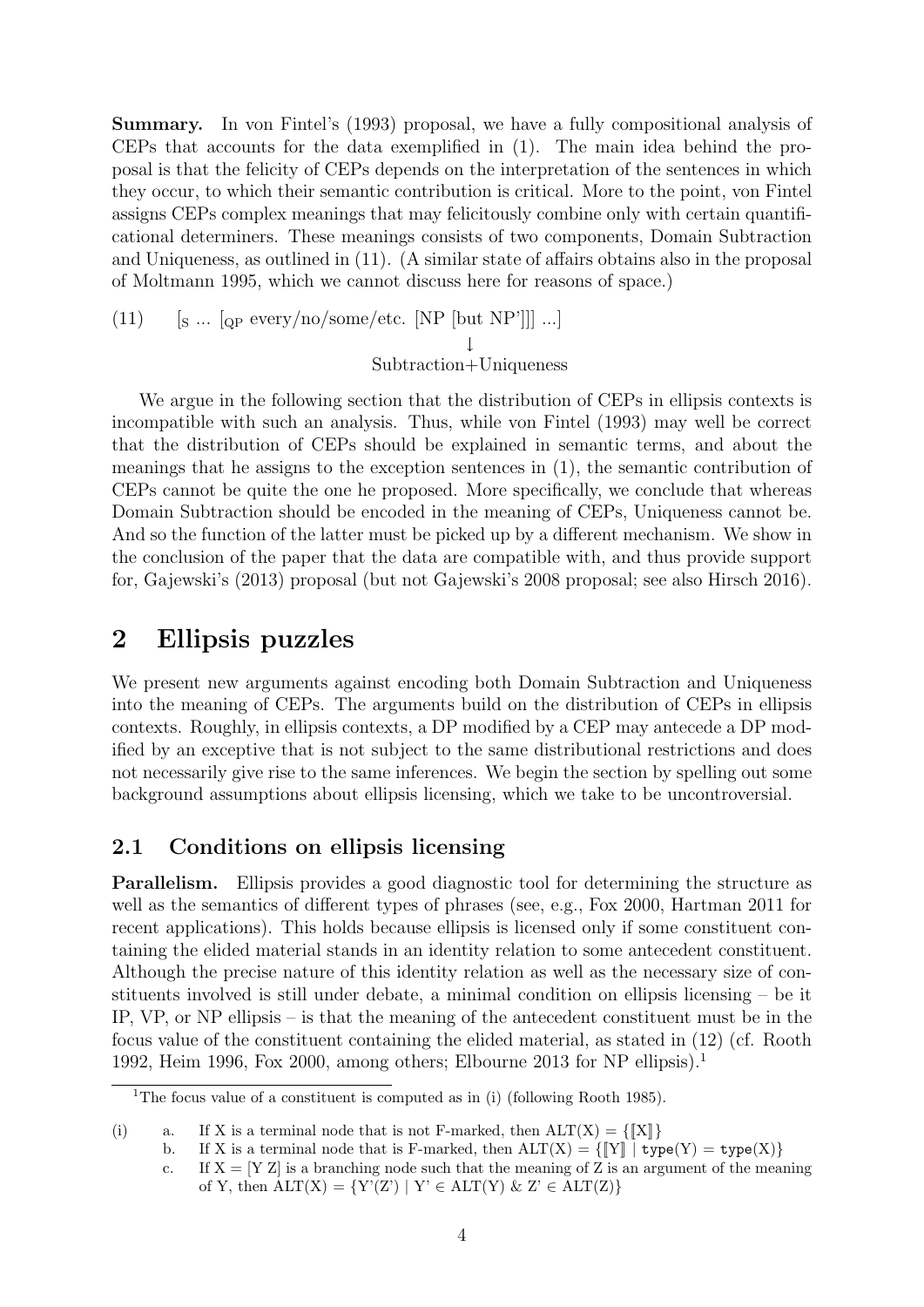**Summary.** In von Fintel's (1993) proposal, we have a fully compositional analysis of CEPs that accounts for the data exemplified in (1). The main idea behind the proposal is that the felicity of CEPs depends on the interpretation of the sentences in which they occur, to which their semantic contribution is critical. More to the point, von Fintel assigns CEPs complex meanings that may felicitously combine only with certain quantificational determiners. These meanings consists of two components, Domain Subtraction and Uniqueness, as outlined in (11). (A similar state of affairs obtains also in the proposal of Moltmann 1995, which we cannot discuss here for reasons of space.)

(11) $[_S$ ... $[_{QP}$ every/no/some/etc. [NP [but NP']]] ...]
↓
Subtraction+Uniqueness

We argue in the following section that the distribution of CEPs in ellipsis contexts is incompatible with such an analysis. Thus, while von Fintel (1993) may well be correct that the distribution of CEPs should be explained in semantic terms, and about the meanings that he assigns to the exception sentences in (1), the semantic contribution of CEPs cannot be quite the one he proposed. More specifically, we conclude that whereas Domain Subtraction should be encoded in the meaning of CEPs, Uniqueness cannot be. And so the function of the latter must be picked up by a different mechanism. We show in the conclusion of the paper that the data are compatible with, and thus provide support for, Gajewski's (2013) proposal (but not Gajewski's 2008 proposal; see also Hirsch 2016).

# 2 Ellipsis puzzles

We present new arguments against encoding both Domain Subtraction and Uniqueness into the meaning of CEPs. The arguments build on the distribution of CEPs in ellipsis contexts. Roughly, in ellipsis contexts, a DP modified by a CEP may antecede a DP modified by an exceptive that is not subject to the same distributional restrictions and does not necessarily give rise to the same inferences. We begin the section by spelling out some background assumptions about ellipsis licensing, which we take to be uncontroversial.

## 2.1 Conditions on ellipsis licensing

**Parallelism.** Ellipsis provides a good diagnostic tool for determining the structure as well as the semantics of different types of phrases (see, e.g., Fox 2000, Hartman 2011 for recent applications). This holds because ellipsis is licensed only if some constituent containing the elided material stands in an identity relation to some antecedent constituent. Although the precise nature of this identity relation as well as the necessary size of constituents involved is still under debate, a minimal condition on ellipsis licensing – be it IP, VP, or NP ellipsis – is that the meaning of the antecedent constituent must be in the focus value of the constituent containing the elided material, as stated in (12) (cf. Rooth 1992, Heim 1996, Fox 2000, among others; Elbourne 2013 for NP ellipsis).[1]

[1] The focus value of a constituent is computed as in (i) (following Rooth 1985).

(i) a. If X is a terminal node that is not F-marked, then $\text{ALT}(X) = \{[\![X]\!]\}$
b. If X is a terminal node that is F-marked, then $\text{ALT}(X) = \{[\![Y]\!] \mid \texttt{type}(Y) = \texttt{type}(X)\}$
c. If X = [Y Z] is a branching node such that the meaning of Z is an argument of the meaning of Y, then $\text{ALT}(X) = \{Y'(Z') \mid Y' \in \text{ALT}(Y) \;\&\; Z' \in \text{ALT}(Z)\}$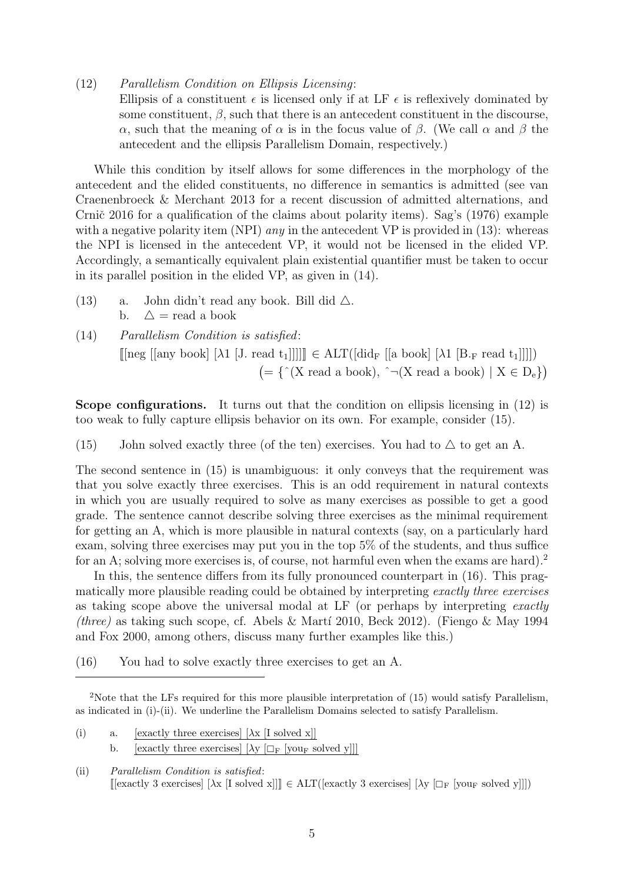(12) *Parallelism Condition on Ellipsis Licensing*:
Ellipsis of a constituent $\epsilon$ is licensed only if at LF $\epsilon$ is reflexively dominated by some constituent, $\beta$, such that there is an antecedent constituent in the discourse, $\alpha$, such that the meaning of $\alpha$ is in the focus value of $\beta$. (We call $\alpha$ and $\beta$ the antecedent and the ellipsis Parallelism Domain, respectively.)

While this condition by itself allows for some differences in the morphology of the antecedent and the elided constituents, no difference in semantics is admitted (see van Craenenbroeck & Merchant 2013 for a recent discussion of admitted alternations, and Crnič 2016 for a qualification of the claims about polarity items). Sag's (1976) example with a negative polarity item (NPI) *any* in the antecedent VP is provided in (13): whereas the NPI is licensed in the antecedent VP, it would not be licensed in the elided VP. Accordingly, a semantically equivalent plain existential quantifier must be taken to occur in its parallel position in the elided VP, as given in (14).

(13) a. John didn't read any book. Bill did $\triangle$.
b. $\triangle$ = read a book

(14) *Parallelism Condition is satisfied*:
$[\![$neg [[any book] [$\lambda$1 [J. read $t_1$]]]]$]\!]$ $\in$ ALT([$\text{did}_F$ [[a book] [$\lambda$1 [$B._F$ read $t_1$]]]])
$\left(= \{ \hat{}(\text{X read a book}),\ \hat{}\neg(\text{X read a book}) \mid X \in D_e \}\right)$

**Scope configurations.** It turns out that the condition on ellipsis licensing in (12) is too weak to fully capture ellipsis behavior on its own. For example, consider (15).

(15) John solved exactly three (of the ten) exercises. You had to $\triangle$ to get an A.

The second sentence in (15) is unambiguous: it only conveys that the requirement was that you solve exactly three exercises. This is an odd requirement in natural contexts in which you are usually required to solve as many exercises as possible to get a good grade. The sentence cannot describe solving three exercises as the minimal requirement for getting an A, which is more plausible in natural contexts (say, on a particularly hard exam, solving three exercises may put you in the top 5% of the students, and thus suffice for an A; solving more exercises is, of course, not harmful even when the exams are hard).[2]

In this, the sentence differs from its fully pronounced counterpart in (16). This pragmatically more plausible reading could be obtained by interpreting *exactly three exercises* as taking scope above the universal modal at LF (or perhaps by interpreting *exactly (three)* as taking such scope, cf. Abels & Martí 2010, Beck 2012). (Fiengo & May 1994 and Fox 2000, among others, discuss many further examples like this.)

(16) You had to solve exactly three exercises to get an A.

---

[2]Note that the LFs required for this more plausible interpretation of (15) would satisfy Parallelism, as indicated in (i)-(ii). We underline the Parallelism Domains selected to satisfy Parallelism.

(i) a. <u>[exactly three exercises] [$\lambda$x [I solved x]]</u>
b. <u>[exactly three exercises] [$\lambda$y [$\square_F$ [$\text{you}_F$ solved y]]]</u>

(ii) *Parallelism Condition is satisfied*:
$[\![$[exactly 3 exercises] [$\lambda$x [I solved x]]$]\!]$ $\in$ ALT([exactly 3 exercises] [$\lambda$y [$\square_F$ [$\text{you}_F$ solved y]]])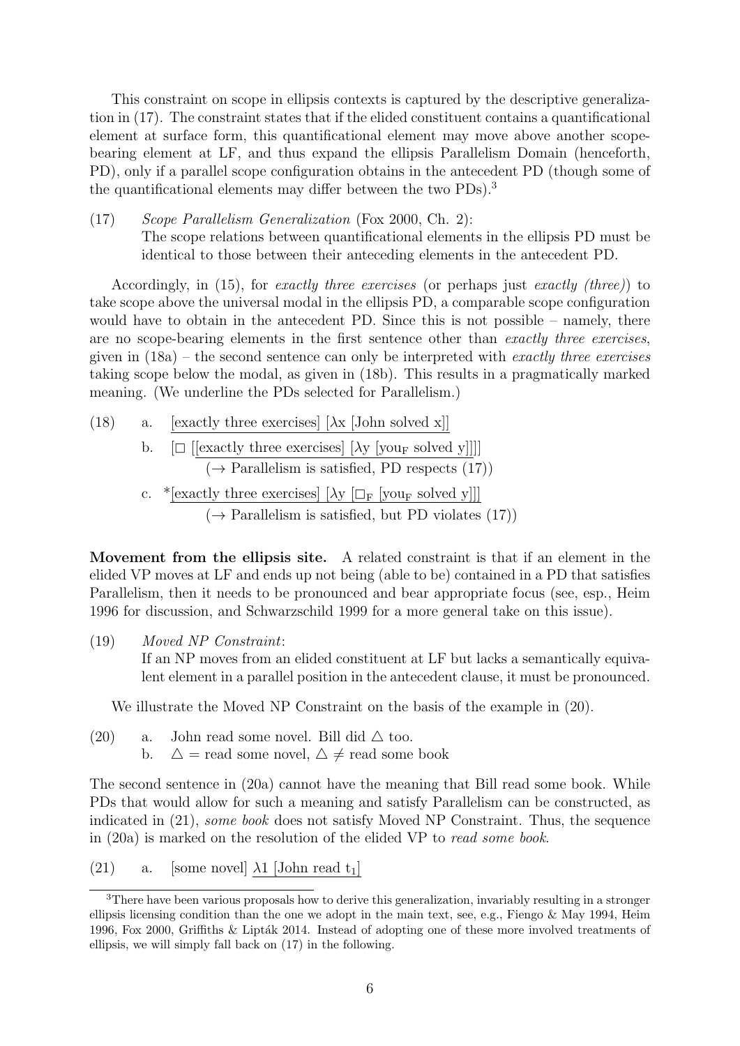This constraint on scope in ellipsis contexts is captured by the descriptive generalization in (17). The constraint states that if the elided constituent contains a quantificational element at surface form, this quantificational element may move above another scope-bearing element at LF, and thus expand the ellipsis Parallelism Domain (henceforth, PD), only if a parallel scope configuration obtains in the antecedent PD (though some of the quantificational elements may differ between the two PDs).[3]

(17) *Scope Parallelism Generalization* (Fox 2000, Ch. 2):
The scope relations between quantificational elements in the ellipsis PD must be identical to those between their anteceding elements in the antecedent PD.

Accordingly, in (15), for *exactly three exercises* (or perhaps just *exactly (three)*) to take scope above the universal modal in the ellipsis PD, a comparable scope configuration would have to obtain in the antecedent PD. Since this is not possible – namely, there are no scope-bearing elements in the first sentence other than *exactly three exercises*, given in (18a) – the second sentence can only be interpreted with *exactly three exercises* taking scope below the modal, as given in (18b). This results in a pragmatically marked meaning. (We underline the PDs selected for Parallelism.)

(18) a. <u>[exactly three exercises] [λx [John solved x]]</u>

b. [$\Box$ <u>[[exactly three exercises] [λy [you$_F$ solved y]]]</u>]
(→ Parallelism is satisfied, PD respects (17))

c. *<u>[exactly three exercises] [λy [$\Box_F$ [you$_F$ solved y]]]</u>
(→ Parallelism is satisfied, but PD violates (17))

**Movement from the ellipsis site.** A related constraint is that if an element in the elided VP moves at LF and ends up not being (able to be) contained in a PD that satisfies Parallelism, then it needs to be pronounced and bear appropriate focus (see, esp., Heim 1996 for discussion, and Schwarzschild 1999 for a more general take on this issue).

(19) *Moved NP Constraint*:
If an NP moves from an elided constituent at LF but lacks a semantically equivalent element in a parallel position in the antecedent clause, it must be pronounced.

We illustrate the Moved NP Constraint on the basis of the example in (20).

(20) a. John read some novel. Bill did △ too.
b. △ = read some novel, △ ≠ read some book

The second sentence in (20a) cannot have the meaning that Bill read some book. While PDs that would allow for such a meaning and satisfy Parallelism can be constructed, as indicated in (21), *some book* does not satisfy Moved NP Constraint. Thus, the sequence in (20a) is marked on the resolution of the elided VP to *read some book*.

(21) a. [some novel] <u>λ1 [John read t$_1$]</u>

[3] There have been various proposals how to derive this generalization, invariably resulting in a stronger ellipsis licensing condition than the one we adopt in the main text, see, e.g., Fiengo & May 1994, Heim 1996, Fox 2000, Griffiths & Lipták 2014. Instead of adopting one of these more involved treatments of ellipsis, we will simply fall back on (17) in the following.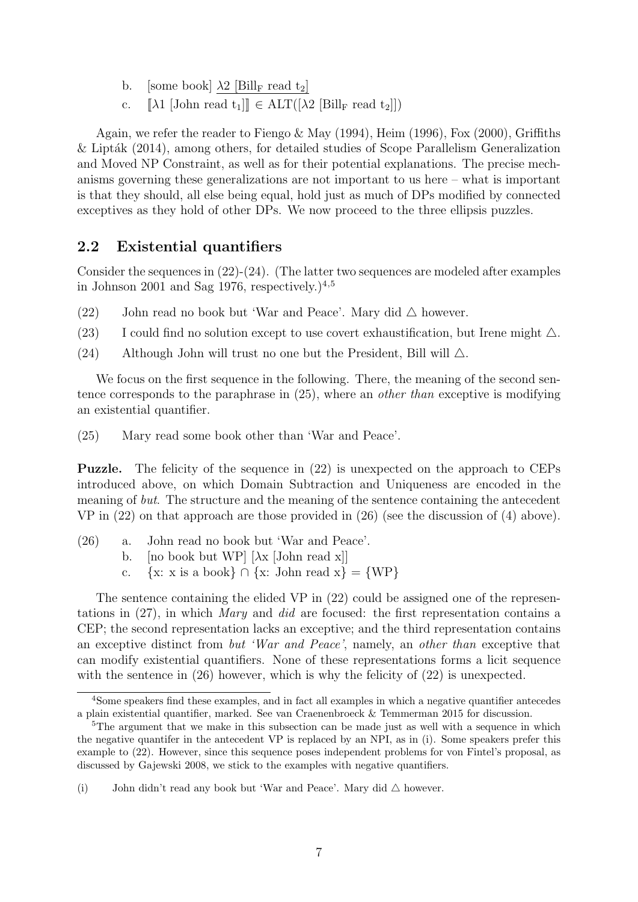b. [some book] $\underline{\lambda 2 \text{ [Bill}_F \text{ read } t_2]}$

c. $[\![\lambda 1 \text{ [John read } t_1]]\!] \in \text{ALT}([\lambda 2 \text{ [Bill}_F \text{ read } t_2]])$

Again, we refer the reader to Fiengo & May (1994), Heim (1996), Fox (2000), Griffiths & Lipták (2014), among others, for detailed studies of Scope Parallelism Generalization and Moved NP Constraint, as well as for their potential explanations. The precise mechanisms governing these generalizations are not important to us here – what is important is that they should, all else being equal, hold just as much of DPs modified by connected exceptives as they hold of other DPs. We now proceed to the three ellipsis puzzles.

## 2.2 Existential quantifiers

Consider the sequences in (22)-(24). (The latter two sequences are modeled after examples in Johnson 2001 and Sag 1976, respectively.)[4,5]

(22) John read no book but 'War and Peace'. Mary did △ however.

(23) I could find no solution except to use covert exhaustification, but Irene might △.

(24) Although John will trust no one but the President, Bill will △.

We focus on the first sequence in the following. There, the meaning of the second sentence corresponds to the paraphrase in (25), where an *other than* exceptive is modifying an existential quantifier.

(25) Mary read some book other than 'War and Peace'.

**Puzzle.** The felicity of the sequence in (22) is unexpected on the approach to CEPs introduced above, on which Domain Subtraction and Uniqueness are encoded in the meaning of *but*. The structure and the meaning of the sentence containing the antecedent VP in (22) on that approach are those provided in (26) (see the discussion of (4) above).

(26) a. John read no book but 'War and Peace'.

b. [no book but WP] [$\lambda$x [John read x]]

c. {x: x is a book} ∩ {x: John read x} = {WP}

The sentence containing the elided VP in (22) could be assigned one of the representations in (27), in which *Mary* and *did* are focused: the first representation contains a CEP; the second representation lacks an exceptive; and the third representation contains an exceptive distinct from *but 'War and Peace'*, namely, an *other than* exceptive that can modify existential quantifiers. None of these representations forms a licit sequence with the sentence in (26) however, which is why the felicity of (22) is unexpected.

---

[4] Some speakers find these examples, and in fact all examples in which a negative quantifier antecedes a plain existential quantifier, marked. See van Craenenbroeck & Temmerman 2015 for discussion.

[5] The argument that we make in this subsection can be made just as well with a sequence in which the negative quantifer in the antecedent VP is replaced by an NPI, as in (i). Some speakers prefer this example to (22). However, since this sequence poses independent problems for von Fintel's proposal, as discussed by Gajewski 2008, we stick to the examples with negative quantifiers.

(i) John didn't read any book but 'War and Peace'. Mary did △ however.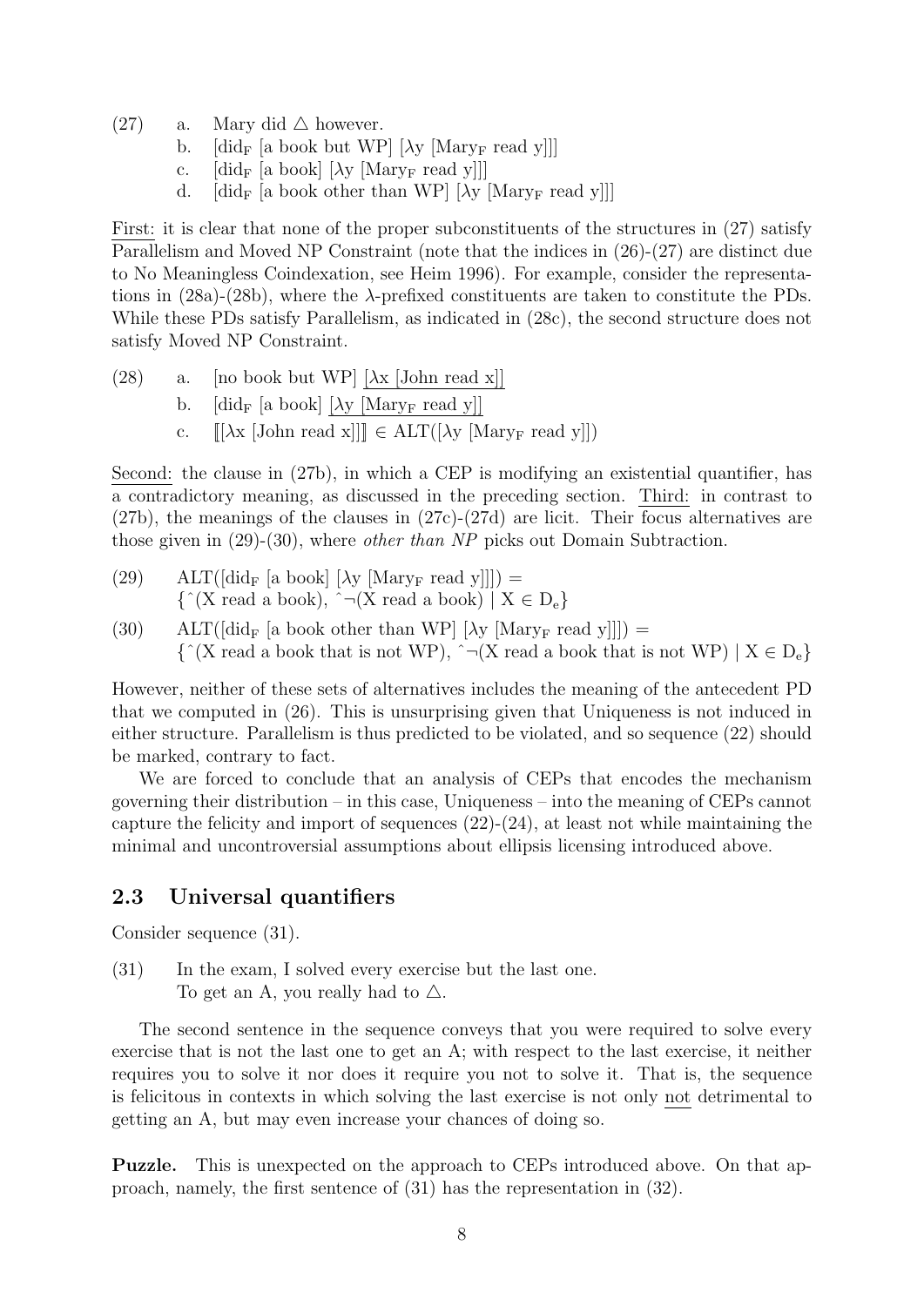(27) a. Mary did △ however.

b. [did$_F$ [a book but WP] [λy [Mary$_F$ read y]]]

c. [did$_F$ [a book] [λy [Mary$_F$ read y]]]

d. [did$_F$ [a book other than WP] [λy [Mary$_F$ read y]]]

First: it is clear that none of the proper subconstituents of the structures in (27) satisfy Parallelism and Moved NP Constraint (note that the indices in (26)-(27) are distinct due to No Meaningless Coindexation, see Heim 1996). For example, consider the representations in (28a)-(28b), where the λ-prefixed constituents are taken to constitute the PDs. While these PDs satisfy Parallelism, as indicated in (28c), the second structure does not satisfy Moved NP Constraint.

(28) a. [no book but WP] [λx [John read x]]

b. [did$_F$ [a book] [λy [Mary$_F$ read y]]

c. ⟦[λx [John read x]]⟧ ∈ ALT([λy [Mary$_F$ read y]])

Second: the clause in (27b), in which a CEP is modifying an existential quantifier, has a contradictory meaning, as discussed in the preceding section. Third: in contrast to (27b), the meanings of the clauses in (27c)-(27d) are licit. Their focus alternatives are those given in (29)-(30), where *other than NP* picks out Domain Subtraction.

(29) ALT([did$_F$ [a book] [λy [Mary$_F$ read y]]]) =
$\{{}^\wedge$(X read a book), ${}^\wedge\neg$(X read a book) | X ∈ $D_e\}$

(30) ALT([did$_F$ [a book other than WP] [λy [Mary$_F$ read y]]]) =
$\{{}^\wedge$(X read a book that is not WP), ${}^\wedge\neg$(X read a book that is not WP) | X ∈ $D_e\}$

However, neither of these sets of alternatives includes the meaning of the antecedent PD that we computed in (26). This is unsurprising given that Uniqueness is not induced in either structure. Parallelism is thus predicted to be violated, and so sequence (22) should be marked, contrary to fact.

We are forced to conclude that an analysis of CEPs that encodes the mechanism governing their distribution – in this case, Uniqueness – into the meaning of CEPs cannot capture the felicity and import of sequences (22)-(24), at least not while maintaining the minimal and uncontroversial assumptions about ellipsis licensing introduced above.

## 2.3 Universal quantifiers

Consider sequence (31).

(31) In the exam, I solved every exercise but the last one.
To get an A, you really had to △.

The second sentence in the sequence conveys that you were required to solve every exercise that is not the last one to get an A; with respect to the last exercise, it neither requires you to solve it nor does it require you not to solve it. That is, the sequence is felicitous in contexts in which solving the last exercise is not only not detrimental to getting an A, but may even increase your chances of doing so.

**Puzzle.** This is unexpected on the approach to CEPs introduced above. On that approach, namely, the first sentence of (31) has the representation in (32).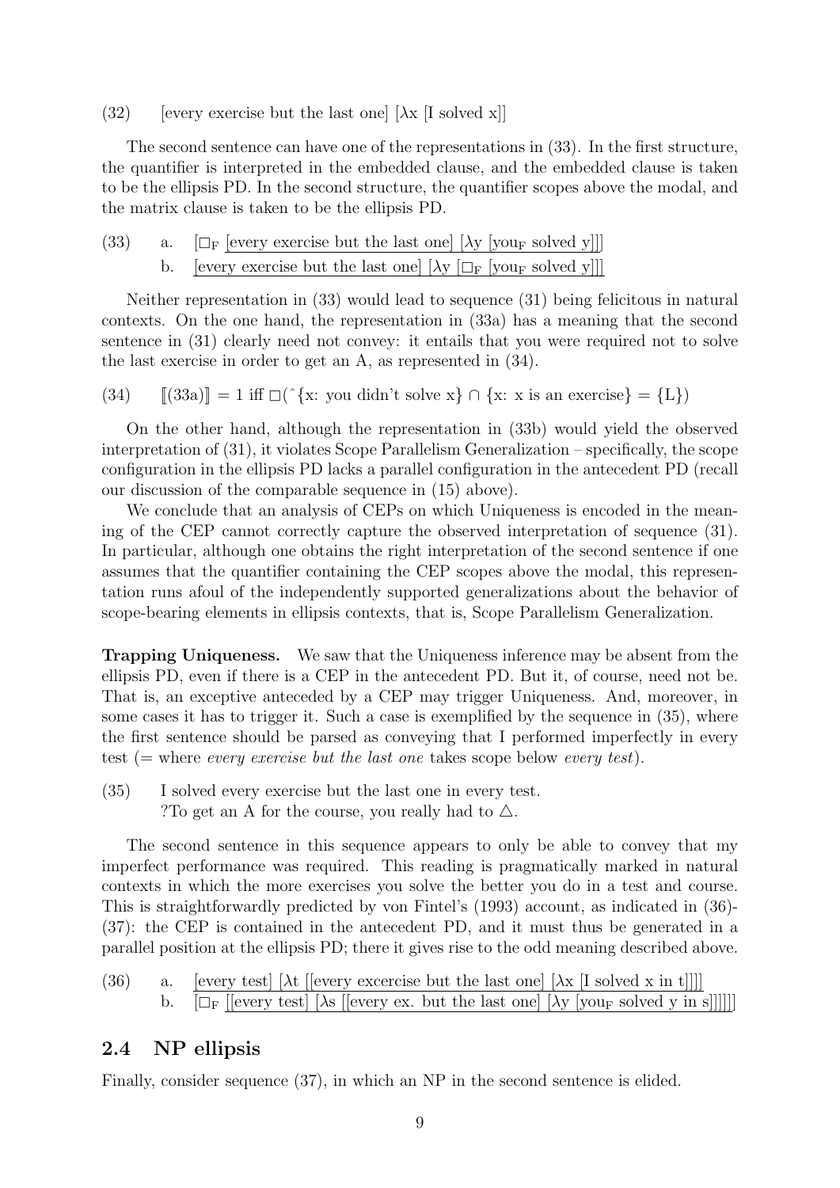(32) [every exercise but the last one] [λx [I solved x]]

The second sentence can have one of the representations in (33). In the first structure, the quantifier is interpreted in the embedded clause, and the embedded clause is taken to be the ellipsis PD. In the second structure, the quantifier scopes above the modal, and the matrix clause is taken to be the ellipsis PD.

(33) a. [$\Box_F$ <u>[every exercise but the last one] [λy [you$_F$ solved y]]]</u>

b. <u>[every exercise but the last one] [λy [$\Box_F$ [you$_F$ solved y]]]</u>

Neither representation in (33) would lead to sequence (31) being felicitous in natural contexts. On the one hand, the representation in (33a) has a meaning that the second sentence in (31) clearly need not convey: it entails that you were required not to solve the last exercise in order to get an A, as represented in (34).

(34) $[\![(33a)]\!] = 1$ iff $\Box(\hat{}\{x\text{: you didn't solve x}\} \cap \{x\text{: x is an exercise}\} = \{L\})$

On the other hand, although the representation in (33b) would yield the observed interpretation of (31), it violates Scope Parallelism Generalization – specifically, the scope configuration in the ellipsis PD lacks a parallel configuration in the antecedent PD (recall our discussion of the comparable sequence in (15) above).

We conclude that an analysis of CEPs on which Uniqueness is encoded in the meaning of the CEP cannot correctly capture the observed interpretation of sequence (31). In particular, although one obtains the right interpretation of the second sentence if one assumes that the quantifier containing the CEP scopes above the modal, this representation runs afoul of the independently supported generalizations about the behavior of scope-bearing elements in ellipsis contexts, that is, Scope Parallelism Generalization.

**Trapping Uniqueness.** We saw that the Uniqueness inference may be absent from the ellipsis PD, even if there is a CEP in the antecedent PD. But it, of course, need not be. That is, an exceptive anteceded by a CEP may trigger Uniqueness. And, moreover, in some cases it has to trigger it. Such a case is exemplified by the sequence in (35), where the first sentence should be parsed as conveying that I performed imperfectly in every test (= where *every exercise but the last one* takes scope below *every test*).

(35) I solved every exercise but the last one in every test.
?To get an A for the course, you really had to △.

The second sentence in this sequence appears to only be able to convey that my imperfect performance was required. This reading is pragmatically marked in natural contexts in which the more exercises you solve the better you do in a test and course. This is straightforwardly predicted by von Fintel's (1993) account, as indicated in (36)-(37): the CEP is contained in the antecedent PD, and it must thus be generated in a parallel position at the ellipsis PD; there it gives rise to the odd meaning described above.

(36) a. <u>[every test] [λt [[every excercise but the last one] [λx [I solved x in t]]]]</u>

b. <u>[$\Box_F$ [[every test] [λs [[every ex. but the last one] [λy [you$_F$ solved y in s]]]]]]</u>

## 2.4 NP ellipsis

Finally, consider sequence (37), in which an NP in the second sentence is elided.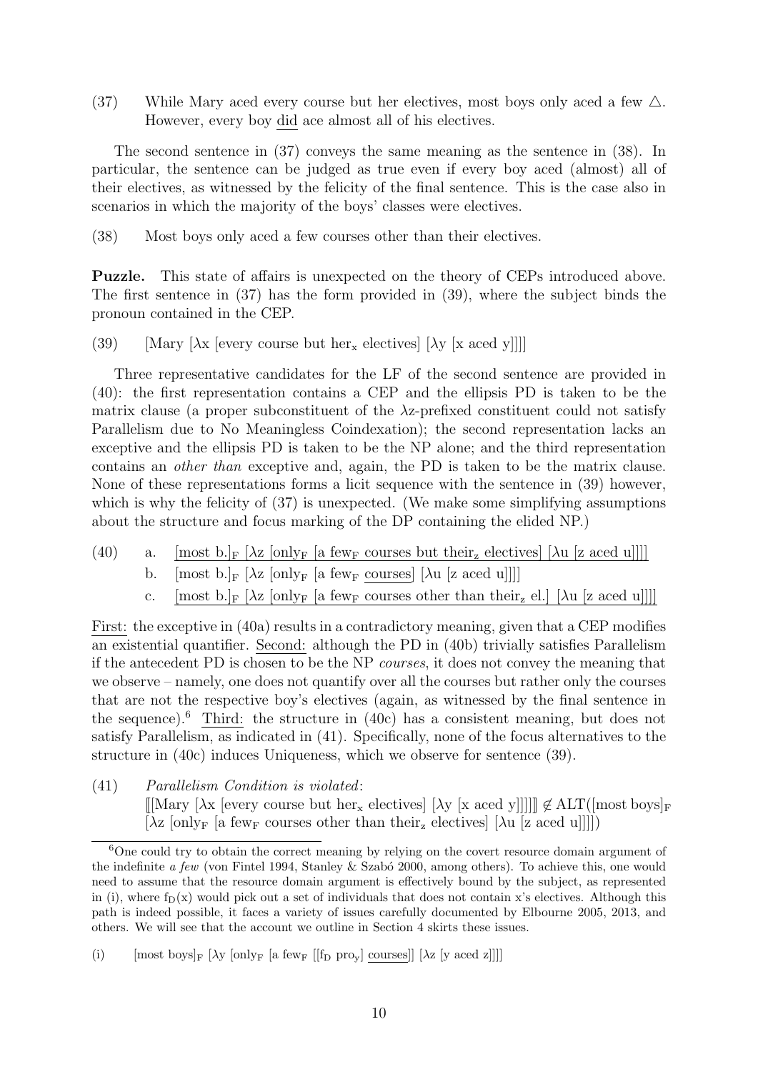(37) While Mary aced every course but her electives, most boys only aced a few △. However, every boy did ace almost all of his electives.

The second sentence in (37) conveys the same meaning as the sentence in (38). In particular, the sentence can be judged as true even if every boy aced (almost) all of their electives, as witnessed by the felicity of the final sentence. This is the case also in scenarios in which the majority of the boys' classes were electives.

(38) Most boys only aced a few courses other than their electives.

**Puzzle.** This state of affairs is unexpected on the theory of CEPs introduced above. The first sentence in (37) has the form provided in (39), where the subject binds the pronoun contained in the CEP.

(39) [Mary [λx [every course but her$_x$ electives] [λy [x aced y]]]]

Three representative candidates for the LF of the second sentence are provided in (40): the first representation contains a CEP and the ellipsis PD is taken to be the matrix clause (a proper subconstituent of the λz-prefixed constituent could not satisfy Parallelism due to No Meaningless Coindexation); the second representation lacks an exceptive and the ellipsis PD is taken to be the NP alone; and the third representation contains an *other than* exceptive and, again, the PD is taken to be the matrix clause. None of these representations forms a licit sequence with the sentence in (39) however, which is why the felicity of (37) is unexpected. (We make some simplifying assumptions about the structure and focus marking of the DP containing the elided NP.)

(40) a. [most b.]$_F$ [λz [only$_F$ [a few$_F$ courses but their$_z$ electives] [λu [z aced u]]]]
b. [most b.]$_F$ [λz [only$_F$ [a few$_F$ courses] [λu [z aced u]]]]
c. [most b.]$_F$ [λz [only$_F$ [a few$_F$ courses other than their$_z$ el.] [λu [z aced u]]]]

First: the exceptive in (40a) results in a contradictory meaning, given that a CEP modifies an existential quantifier. Second: although the PD in (40b) trivially satisfies Parallelism if the antecedent PD is chosen to be the NP *courses*, it does not convey the meaning that we observe – namely, one does not quantify over all the courses but rather only the courses that are not the respective boy's electives (again, as witnessed by the final sentence in the sequence).[6] Third: the structure in (40c) has a consistent meaning, but does not satisfy Parallelism, as indicated in (41). Specifically, none of the focus alternatives to the structure in (40c) induces Uniqueness, which we observe for sentence (39).

(41) *Parallelism Condition is violated*:
⟦[Mary [λx [every course but her$_x$ electives] [λy [x aced y]]]]⟧ $\notin$ ALT([most boys]$_F$ [λz [only$_F$ [a few$_F$ courses other than their$_z$ electives] [λu [z aced u]]]])

[6] One could try to obtain the correct meaning by relying on the covert resource domain argument of the indefinite *a few* (von Fintel 1994, Stanley & Szabó 2000, among others). To achieve this, one would need to assume that the resource domain argument is effectively bound by the subject, as represented in (i), where $f_D(x)$ would pick out a set of individuals that does not contain x's electives. Although this path is indeed possible, it faces a variety of issues carefully documented by Elbourne 2005, 2013, and others. We will see that the account we outline in Section 4 skirts these issues.

(i) [most boys]$_F$ [λy [only$_F$ [a few$_F$ [[$f_D$ pro$_y$] courses]] [λz [y aced z]]]]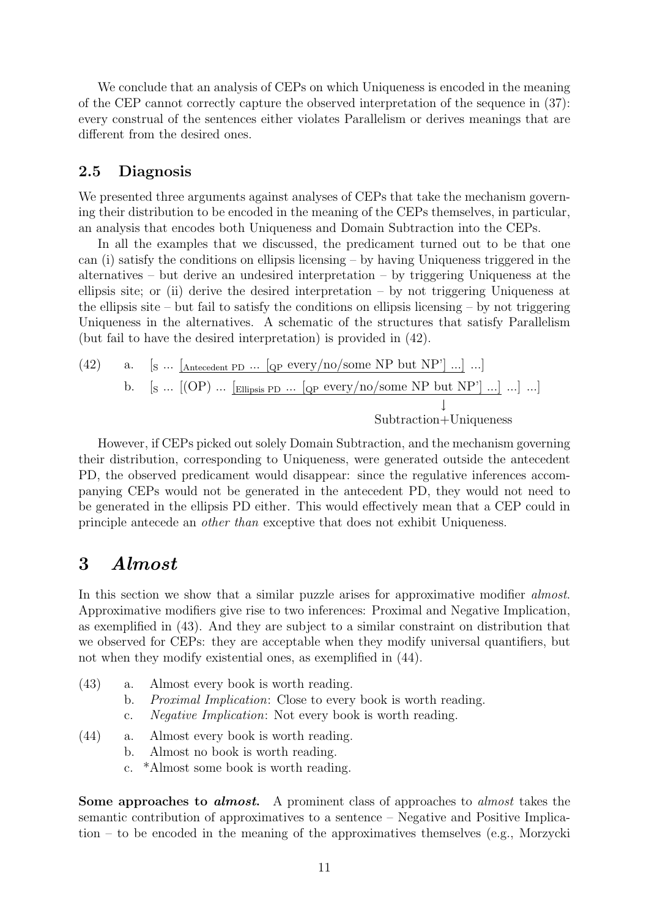We conclude that an analysis of CEPs on which Uniqueness is encoded in the meaning of the CEP cannot correctly capture the observed interpretation of the sequence in (37): every construal of the sentences either violates Parallelism or derives meanings that are different from the desired ones.

## 2.5 Diagnosis

We presented three arguments against analyses of CEPs that take the mechanism governing their distribution to be encoded in the meaning of the CEPs themselves, in particular, an analysis that encodes both Uniqueness and Domain Subtraction into the CEPs.

In all the examples that we discussed, the predicament turned out to be that one can (i) satisfy the conditions on ellipsis licensing – by having Uniqueness triggered in the alternatives – but derive an undesired interpretation – by triggering Uniqueness at the ellipsis site; or (ii) derive the desired interpretation – by not triggering Uniqueness at the ellipsis site – but fail to satisfy the conditions on ellipsis licensing – by not triggering Uniqueness in the alternatives. A schematic of the structures that satisfy Parallelism (but fail to have the desired interpretation) is provided in (42).

(42) a. $[_{\text{S}}$ ... $\underline{[_{\text{Antecedent PD}} \text{ ... } [_{\text{QP}} \text{ every/no/some NP but NP'] ...]}}$ ...]

b. $[_{\text{S}}$ ... [(OP) ... $\underline{[_{\text{Ellipsis PD}} \text{ ... } [_{\text{QP}} \text{ every/no/some NP but NP'] ...]}}$ ...] ...]

↓
Subtraction+Uniqueness

However, if CEPs picked out solely Domain Subtraction, and the mechanism governing their distribution, corresponding to Uniqueness, were generated outside the antecedent PD, the observed predicament would disappear: since the regulative inferences accompanying CEPs would not be generated in the antecedent PD, they would not need to be generated in the ellipsis PD either. This would effectively mean that a CEP could in principle antecede an *other than* exceptive that does not exhibit Uniqueness.

# 3 *Almost*

In this section we show that a similar puzzle arises for approximative modifier *almost*. Approximative modifiers give rise to two inferences: Proximal and Negative Implication, as exemplified in (43). And they are subject to a similar constraint on distribution that we observed for CEPs: they are acceptable when they modify universal quantifiers, but not when they modify existential ones, as exemplified in (44).

(43) a. Almost every book is worth reading.
b. *Proximal Implication*: Close to every book is worth reading.
c. *Negative Implication*: Not every book is worth reading.

(44) a. Almost every book is worth reading.
b. Almost no book is worth reading.
c. *Almost some book is worth reading.

**Some approaches to *almost*.** A prominent class of approaches to *almost* takes the semantic contribution of approximatives to a sentence – Negative and Positive Implication – to be encoded in the meaning of the approximatives themselves (e.g., Morzycki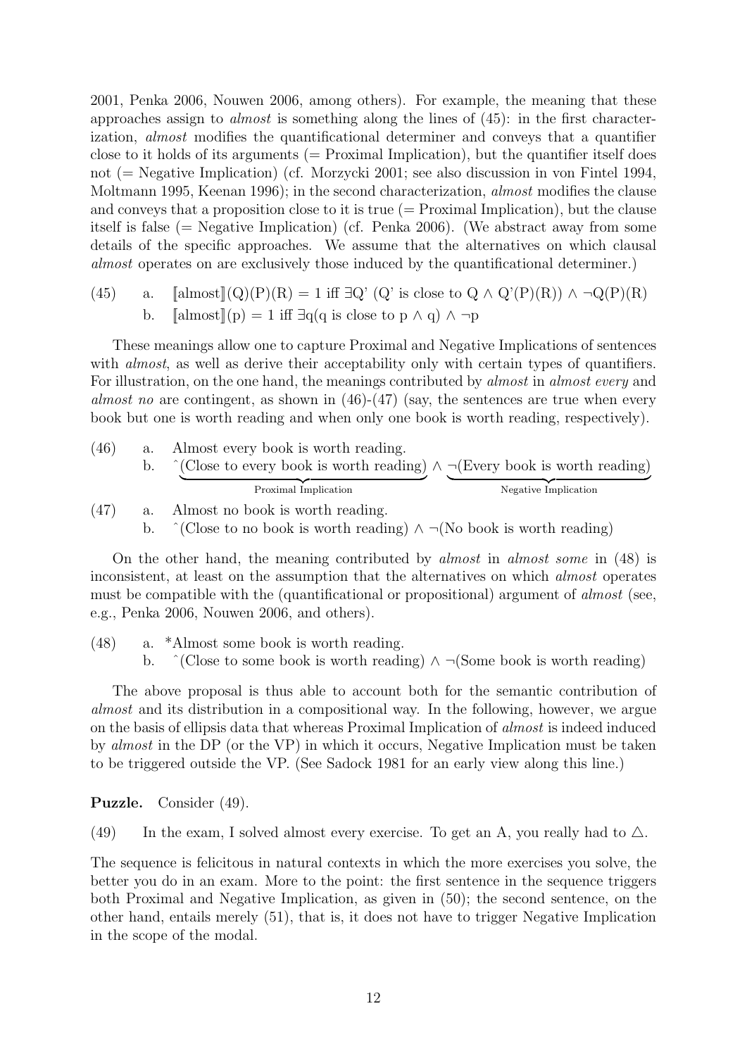2001, Penka 2006, Nouwen 2006, among others). For example, the meaning that these approaches assign to *almost* is something along the lines of (45): in the first characterization, *almost* modifies the quantificational determiner and conveys that a quantifier close to it holds of its arguments (= Proximal Implication), but the quantifier itself does not (= Negative Implication) (cf. Morzycki 2001; see also discussion in von Fintel 1994, Moltmann 1995, Keenan 1996); in the second characterization, *almost* modifies the clause and conveys that a proposition close to it is true (= Proximal Implication), but the clause itself is false (= Negative Implication) (cf. Penka 2006). (We abstract away from some details of the specific approaches. We assume that the alternatives on which clausal *almost* operates on are exclusively those induced by the quantificational determiner.)

(45) a. $[\![\text{almost}]\!](Q)(P)(R) = 1$ iff $\exists Q'$ (Q' is close to Q $\wedge$ Q'(P)(R)) $\wedge \neg Q(P)(R)$

b. $[\![\text{almost}]\!](p) = 1$ iff $\exists q$(q is close to p $\wedge$ q) $\wedge \neg p$

These meanings allow one to capture Proximal and Negative Implications of sentences with *almost*, as well as derive their acceptability only with certain types of quantifiers. For illustration, on the one hand, the meanings contributed by *almost* in *almost every* and *almost no* are contingent, as shown in (46)-(47) (say, the sentences are true when every book but one is worth reading and when only one book is worth reading, respectively).

(46) a. Almost every book is worth reading.

b. $\hat{}\underbrace{\text{(Close to every book is worth reading)}}_{\text{Proximal Implication}} \wedge \underbrace{\neg\text{(Every book is worth reading)}}_{\text{Negative Implication}}$

(47) a. Almost no book is worth reading.

b. ˆ(Close to no book is worth reading) $\wedge$ ¬(No book is worth reading)

On the other hand, the meaning contributed by *almost* in *almost some* in (48) is inconsistent, at least on the assumption that the alternatives on which *almost* operates must be compatible with the (quantificational or propositional) argument of *almost* (see, e.g., Penka 2006, Nouwen 2006, and others).

(48) a. *Almost some book is worth reading.

b. ˆ(Close to some book is worth reading) $\wedge$ ¬(Some book is worth reading)

The above proposal is thus able to account both for the semantic contribution of *almost* and its distribution in a compositional way. In the following, however, we argue on the basis of ellipsis data that whereas Proximal Implication of *almost* is indeed induced by *almost* in the DP (or the VP) in which it occurs, Negative Implication must be taken to be triggered outside the VP. (See Sadock 1981 for an early view along this line.)

**Puzzle.** Consider (49).

(49) In the exam, I solved almost every exercise. To get an A, you really had to $\triangle$.

The sequence is felicitous in natural contexts in which the more exercises you solve, the better you do in an exam. More to the point: the first sentence in the sequence triggers both Proximal and Negative Implication, as given in (50); the second sentence, on the other hand, entails merely (51), that is, it does not have to trigger Negative Implication in the scope of the modal.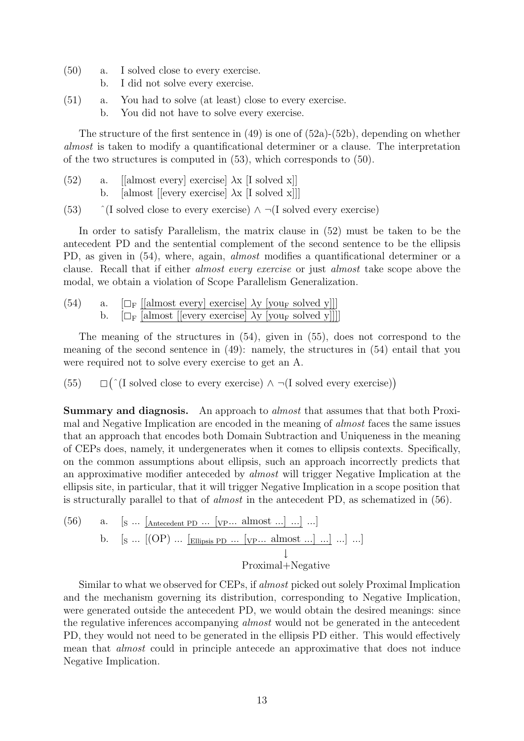(50) a. I solved close to every exercise.
b. I did not solve every exercise.

(51) a. You had to solve (at least) close to every exercise.
b. You did not have to solve every exercise.

The structure of the first sentence in (49) is one of (52a)-(52b), depending on whether *almost* is taken to modify a quantificational determiner or a clause. The interpretation of the two structures is computed in (53), which corresponds to (50).

(52) a. [[almost every] exercise] $\lambda$x [I solved x]]
b. [almost [[every exercise] $\lambda$x [I solved x]]]

(53) $\hat{}$(I solved close to every exercise) $\wedge$ $\neg$(I solved every exercise)

In order to satisfy Parallelism, the matrix clause in (52) must be taken to be the antecedent PD and the sentential complement of the second sentence to be the ellipsis PD, as given in (54), where, again, *almost* modifies a quantificational determiner or a clause. Recall that if either *almost every exercise* or just *almost* take scope above the modal, we obtain a violation of Scope Parallelism Generalization.

(54) a. [$\Box_F$ [[almost every] exercise] $\lambda$y [you$_F$ solved y]]]
b. [$\Box_F$ [almost [[every exercise] $\lambda$y [you$_F$ solved y]]]]

The meaning of the structures in (54), given in (55), does not correspond to the meaning of the second sentence in (49): namely, the structures in (54) entail that you were required not to solve every exercise to get an A.

(55) $\Box\big(\hat{}$(I solved close to every exercise) $\wedge$ $\neg$(I solved every exercise)$\big)$

**Summary and diagnosis.** An approach to *almost* that assumes that that both Proximal and Negative Implication are encoded in the meaning of *almost* faces the same issues that an approach that encodes both Domain Subtraction and Uniqueness in the meaning of CEPs does, namely, it undergenerates when it comes to ellipsis contexts. Specifically, on the common assumptions about ellipsis, such an approach incorrectly predicts that an approximative modifier anteceded by *almost* will trigger Negative Implication at the ellipsis site, in particular, that it will trigger Negative Implication in a scope position that is structurally parallel to that of *almost* in the antecedent PD, as schematized in (56).

(56) a. [$_S$ ... [$_{\text{Antecedent PD}}$ ... [$_{\text{VP}}$... almost ...] ...] ...]
b. [$_S$ ... [(OP) ... [$_{\text{Ellipsis PD}}$ ... [$_{\text{VP}}$... almost ...] ...] ...] ...]
↓
Proximal+Negative

Similar to what we observed for CEPs, if *almost* picked out solely Proximal Implication and the mechanism governing its distribution, corresponding to Negative Implication, were generated outside the antecedent PD, we would obtain the desired meanings: since the regulative inferences accompanying *almost* would not be generated in the antecedent PD, they would not need to be generated in the ellipsis PD either. This would effectively mean that *almost* could in principle antecede an approximative that does not induce Negative Implication.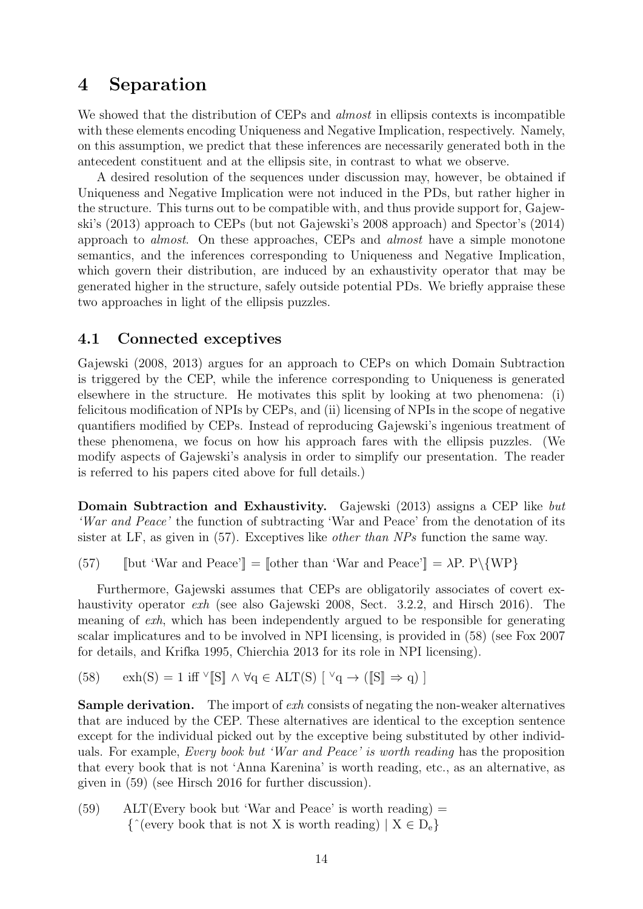# 4 Separation

We showed that the distribution of CEPs and *almost* in ellipsis contexts is incompatible with these elements encoding Uniqueness and Negative Implication, respectively. Namely, on this assumption, we predict that these inferences are necessarily generated both in the antecedent constituent and at the ellipsis site, in contrast to what we observe.

A desired resolution of the sequences under discussion may, however, be obtained if Uniqueness and Negative Implication were not induced in the PDs, but rather higher in the structure. This turns out to be compatible with, and thus provide support for, Gajewski's (2013) approach to CEPs (but not Gajewski's 2008 approach) and Spector's (2014) approach to *almost*. On these approaches, CEPs and *almost* have a simple monotone semantics, and the inferences corresponding to Uniqueness and Negative Implication, which govern their distribution, are induced by an exhaustivity operator that may be generated higher in the structure, safely outside potential PDs. We briefly appraise these two approaches in light of the ellipsis puzzles.

## 4.1 Connected exceptives

Gajewski (2008, 2013) argues for an approach to CEPs on which Domain Subtraction is triggered by the CEP, while the inference corresponding to Uniqueness is generated elsewhere in the structure. He motivates this split by looking at two phenomena: (i) felicitous modification of NPIs by CEPs, and (ii) licensing of NPIs in the scope of negative quantifiers modified by CEPs. Instead of reproducing Gajewski's ingenious treatment of these phenomena, we focus on how his approach fares with the ellipsis puzzles. (We modify aspects of Gajewski's analysis in order to simplify our presentation. The reader is referred to his papers cited above for full details.)

**Domain Subtraction and Exhaustivity.** Gajewski (2013) assigns a CEP like *but 'War and Peace'* the function of subtracting 'War and Peace' from the denotation of its sister at LF, as given in (57). Exceptives like *other than NPs* function the same way.

(57) $[\![\text{but 'War and Peace'}]\!] = [\![\text{other than 'War and Peace'}]\!] = \lambda P.\ P \backslash \{WP\}$

Furthermore, Gajewski assumes that CEPs are obligatorily associates of covert exhaustivity operator *exh* (see also Gajewski 2008, Sect. 3.2.2, and Hirsch 2016). The meaning of *exh*, which has been independently argued to be responsible for generating scalar implicatures and to be involved in NPI licensing, is provided in (58) (see Fox 2007 for details, and Krifka 1995, Chierchia 2013 for its role in NPI licensing).

(58) $\text{exh(S)} = 1 \text{ iff } {}^{\vee}[\![S]\!] \wedge \forall q \in \text{ALT(S)}\ [\ {}^{\vee}q \rightarrow ([\![S]\!] \Rightarrow q)\ ]$

**Sample derivation.** The import of *exh* consists of negating the non-weaker alternatives that are induced by the CEP. These alternatives are identical to the exception sentence except for the individual picked out by the exceptive being substituted by other individuals. For example, *Every book but 'War and Peace' is worth reading* has the proposition that every book that is not 'Anna Karenina' is worth reading, etc., as an alternative, as given in (59) (see Hirsch 2016 for further discussion).

(59) ALT(Every book but 'War and Peace' is worth reading) =
$\{\,{}^{\wedge}(\text{every book that is not X is worth reading}) \mid X \in D_e\}$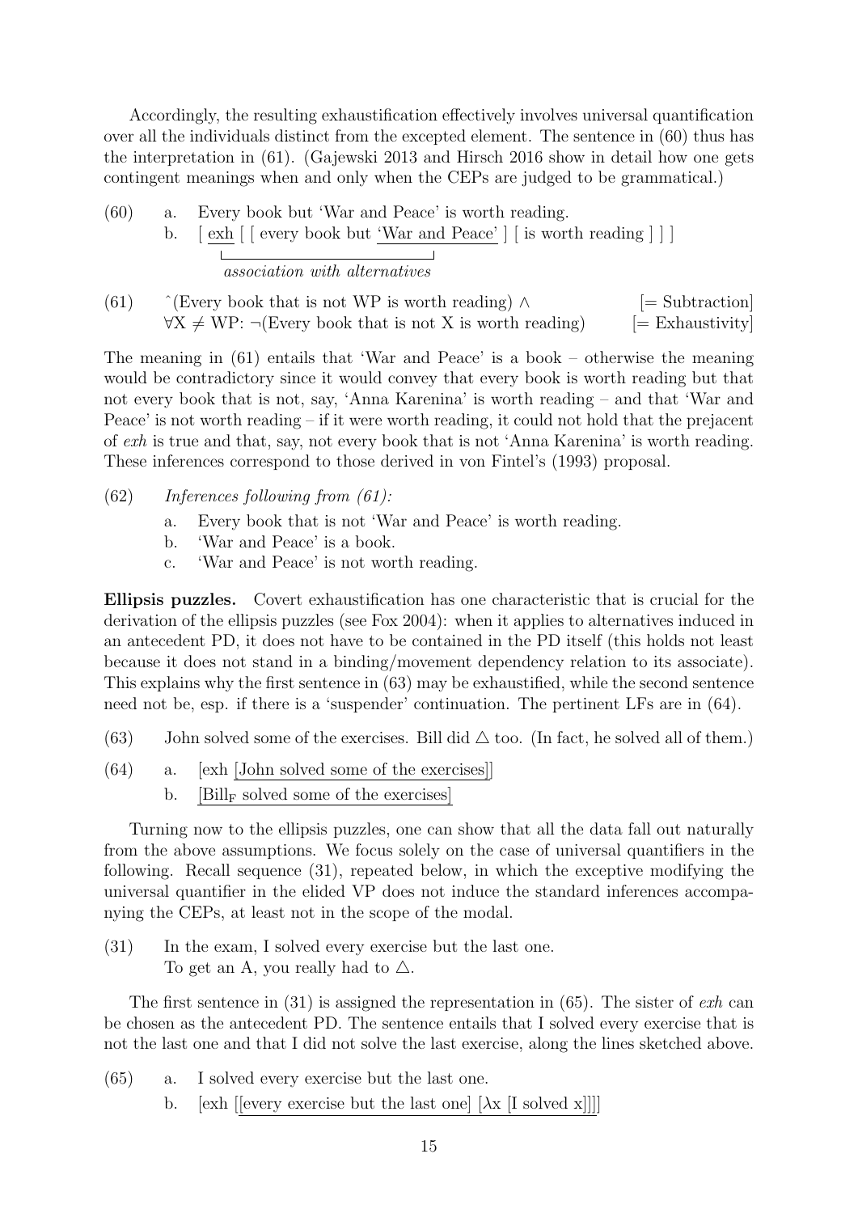Accordingly, the resulting exhaustification effectively involves universal quantification over all the individuals distinct from the excepted element. The sentence in (60) thus has the interpretation in (61). (Gajewski 2013 and Hirsch 2016 show in detail how one gets contingent meanings when and only when the CEPs are judged to be grammatical.)

(60) a. Every book but 'War and Peace' is worth reading.

b. [ exh [ [ every book but 'War and Peace' ] [ is worth reading ] ] ]
*association with alternatives*

(61) ˆ(Every book that is not WP is worth reading) ∧ [= Subtraction]
∀X ≠ WP: ¬(Every book that is not X is worth reading) [= Exhaustivity]

The meaning in (61) entails that 'War and Peace' is a book – otherwise the meaning would be contradictory since it would convey that every book is worth reading but that not every book that is not, say, 'Anna Karenina' is worth reading – and that 'War and Peace' is not worth reading – if it were worth reading, it could not hold that the prejacent of *exh* is true and that, say, not every book that is not 'Anna Karenina' is worth reading. These inferences correspond to those derived in von Fintel's (1993) proposal.

(62) *Inferences following from (61):*

a. Every book that is not 'War and Peace' is worth reading.

b. 'War and Peace' is a book.

c. 'War and Peace' is not worth reading.

**Ellipsis puzzles.** Covert exhaustification has one characteristic that is crucial for the derivation of the ellipsis puzzles (see Fox 2004): when it applies to alternatives induced in an antecedent PD, it does not have to be contained in the PD itself (this holds not least because it does not stand in a binding/movement dependency relation to its associate). This explains why the first sentence in (63) may be exhaustified, while the second sentence need not be, esp. if there is a 'suspender' continuation. The pertinent LFs are in (64).

(63) John solved some of the exercises. Bill did △ too. (In fact, he solved all of them.)

(64) a. [exh [John solved some of the exercises]]

b. [Bill$_F$ solved some of the exercises]

Turning now to the ellipsis puzzles, one can show that all the data fall out naturally from the above assumptions. We focus solely on the case of universal quantifiers in the following. Recall sequence (31), repeated below, in which the exceptive modifying the universal quantifier in the elided VP does not induce the standard inferences accompanying the CEPs, at least not in the scope of the modal.

(31) In the exam, I solved every exercise but the last one.
To get an A, you really had to △.

The first sentence in (31) is assigned the representation in (65). The sister of *exh* can be chosen as the antecedent PD. The sentence entails that I solved every exercise that is not the last one and that I did not solve the last exercise, along the lines sketched above.

(65) a. I solved every exercise but the last one.

b. [exh [[every exercise but the last one] [λx [I solved x]]]]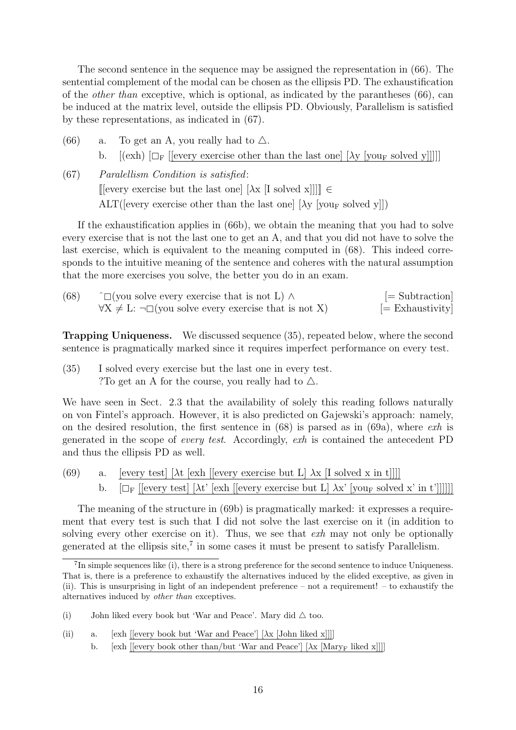The second sentence in the sequence may be assigned the representation in (66). The sentential complement of the modal can be chosen as the ellipsis PD. The exhaustification of the *other than* exceptive, which is optional, as indicated by the parantheses (66), can be induced at the matrix level, outside the ellipsis PD. Obviously, Parallelism is satisfied by these representations, as indicated in (67).

(66) a. To get an A, you really had to △.

b. [(exh) [$\Box_F$ [[every exercise other than the last one] [λy [you$_F$ solved y]]]]]

(67) *Paralellism Condition is satisfied*:
⟦[every exercise but the last one] [λx [I solved x]]]⟧ ∈
ALT([every exercise other than the last one] [λy [you$_F$ solved y]])

If the exhaustification applies in (66b), we obtain the meaning that you had to solve every exercise that is not the last one to get an A, and that you did not have to solve the last exercise, which is equivalent to the meaning computed in (68). This indeed corresponds to the intuitive meaning of the sentence and coheres with the natural assumption that the more exercises you solve, the better you do in an exam.

(68) $\hat{}\Box$(you solve every exercise that is not L) ∧ [= Subtraction]
∀X ≠ L: ¬□(you solve every exercise that is not X) [= Exhaustivity]

**Trapping Uniqueness.** We discussed sequence (35), repeated below, where the second sentence is pragmatically marked since it requires imperfect performance on every test.

(35) I solved every exercise but the last one in every test.
?To get an A for the course, you really had to △.

We have seen in Sect. 2.3 that the availability of solely this reading follows naturally on von Fintel's approach. However, it is also predicted on Gajewski's approach: namely, on the desired resolution, the first sentence in (68) is parsed as in (69a), where *exh* is generated in the scope of *every test*. Accordingly, *exh* is contained the antecedent PD and thus the ellipsis PD as well.

(69) a. [every test] [λt [exh [[every exercise but L] λx [I solved x in t]]]]

b. [$\Box_F$ [[every test] [λt' [exh [[every exercise but L] λx' [you$_F$ solved x' in t']]]]]]

The meaning of the structure in (69b) is pragmatically marked: it expresses a requirement that every test is such that I did not solve the last exercise on it (in addition to solving every other exercise on it). Thus, we see that *exh* may not only be optionally generated at the ellipsis site,[7] in some cases it must be present to satisfy Parallelism.

[7] In simple sequences like (i), there is a strong preference for the second sentence to induce Uniqueness. That is, there is a preference to exhaustify the alternatives induced by the elided exceptive, as given in (ii). This is unsurprising in light of an independent preference – not a requirement! – to exhaustify the alternatives induced by *other than* exceptives.

(i) John liked every book but 'War and Peace'. Mary did △ too.

(ii) a. [exh [[every book but 'War and Peace'] [λx [John liked x]]]]

b. [exh [[every book other than/but 'War and Peace'] [λx [Mary$_F$ liked x]]]]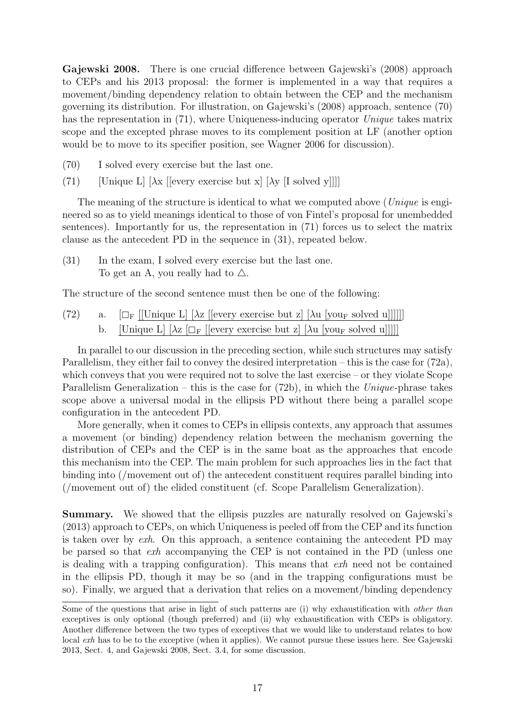**Gajewski 2008.** There is one crucial difference between Gajewski's (2008) approach to CEPs and his 2013 proposal: the former is implemented in a way that requires a movement/binding dependency relation to obtain between the CEP and the mechanism governing its distribution. For illustration, on Gajewski's (2008) approach, sentence (70) has the representation in (71), where Uniqueness-inducing operator *Unique* takes matrix scope and the excepted phrase moves to its complement position at LF (another option would be to move to its specifier position, see Wagner 2006 for discussion).

(70) I solved every exercise but the last one.

(71) [Unique L] [λx [[every exercise but x] [λy [I solved y]]]]

The meaning of the structure is identical to what we computed above (*Unique* is engineered so as to yield meanings identical to those of von Fintel's proposal for unembedded sentences). Importantly for us, the representation in (71) forces us to select the matrix clause as the antecedent PD in the sequence in (31), repeated below.

(31) In the exam, I solved every exercise but the last one.
To get an A, you really had to △.

The structure of the second sentence must then be one of the following:

(72) a. [$\Box_F$ [[Unique L] [λz [[every exercise but z] [λu [you$_F$ solved u]]]]]]
b. [Unique L] [λz [$\Box_F$ [[every exercise but z] [λu [you$_F$ solved u]]]]]

In parallel to our discussion in the preceding section, while such structures may satisfy Parallelism, they either fail to convey the desired interpretation – this is the case for (72a), which conveys that you were required not to solve the last exercise – or they violate Scope Parallelism Generalization – this is the case for (72b), in which the *Unique*-phrase takes scope above a universal modal in the ellipsis PD without there being a parallel scope configuration in the antecedent PD.

More generally, when it comes to CEPs in ellipsis contexts, any approach that assumes a movement (or binding) dependency relation between the mechanism governing the distribution of CEPs and the CEP is in the same boat as the approaches that encode this mechanism into the CEP. The main problem for such approaches lies in the fact that binding into (/movement out of) the antecedent constituent requires parallel binding into (/movement out of) the elided constituent (cf. Scope Parallelism Generalization).

**Summary.** We showed that the ellipsis puzzles are naturally resolved on Gajewski's (2013) approach to CEPs, on which Uniqueness is peeled off from the CEP and its function is taken over by *exh*. On this approach, a sentence containing the antecedent PD may be parsed so that *exh* accompanying the CEP is not contained in the PD (unless one is dealing with a trapping configuration). This means that *exh* need not be contained in the ellipsis PD, though it may be so (and in the trapping configurations must be so). Finally, we argued that a derivation that relies on a movement/binding dependency

---

Some of the questions that arise in light of such patterns are (i) why exhaustification with *other than* exceptives is only optional (though preferred) and (ii) why exhaustification with CEPs is obligatory. Another difference between the two types of exceptives that we would like to understand relates to how local *exh* has to be to the exceptive (when it applies). We cannot pursue these issues here. See Gajewski 2013, Sect. 4, and Gajewski 2008, Sect. 3.4, for some discussion.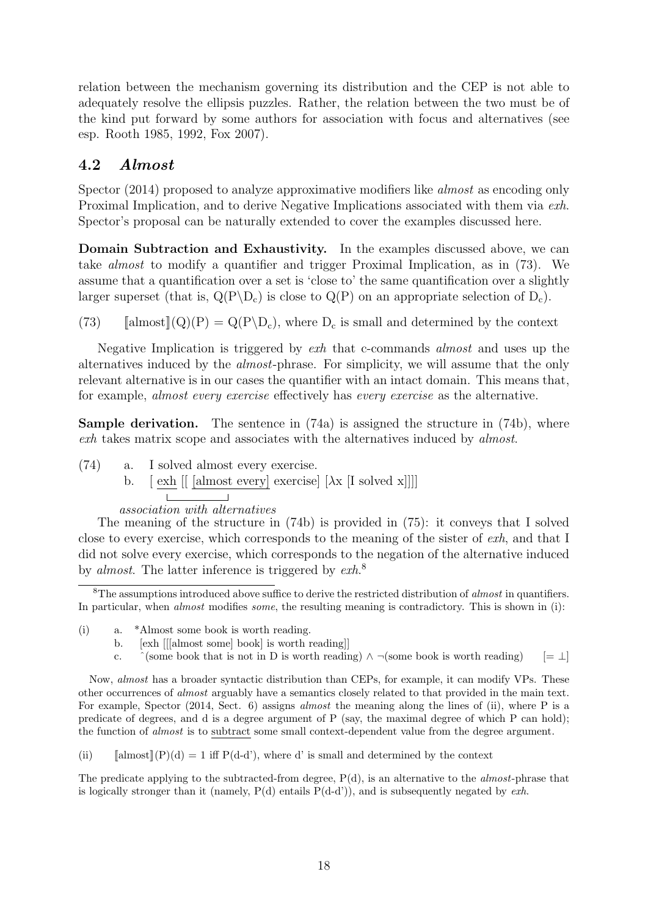relation between the mechanism governing its distribution and the CEP is not able to adequately resolve the ellipsis puzzles. Rather, the relation between the two must be of the kind put forward by some authors for association with focus and alternatives (see esp. Rooth 1985, 1992, Fox 2007).

## 4.2 *Almost*

Spector (2014) proposed to analyze approximative modifiers like *almost* as encoding only Proximal Implication, and to derive Negative Implications associated with them via *exh*. Spector's proposal can be naturally extended to cover the examples discussed here.

**Domain Subtraction and Exhaustivity.** In the examples discussed above, we can take *almost* to modify a quantifier and trigger Proximal Implication, as in (73). We assume that a quantification over a set is 'close to' the same quantification over a slightly larger superset (that is, $Q(P \backslash D_c)$ is close to $Q(P)$ on an appropriate selection of $D_c$).

(73) $[\![\text{almost}]\!](Q)(P) = Q(P \backslash D_c)$, where $D_c$ is small and determined by the context

Negative Implication is triggered by *exh* that c-commands *almost* and uses up the alternatives induced by the *almost*-phrase. For simplicity, we will assume that the only relevant alternative is in our cases the quantifier with an intact domain. This means that, for example, *almost every exercise* effectively has *every exercise* as the alternative.

**Sample derivation.** The sentence in (74a) is assigned the structure in (74b), where *exh* takes matrix scope and associates with the alternatives induced by *almost*.

(74) a. I solved almost every exercise.
  b. [ exh [[ [almost every] exercise] [λx [I solved x]]]]
  *association with alternatives*

The meaning of the structure in (74b) is provided in (75): it conveys that I solved close to every exercise, which corresponds to the meaning of the sister of *exh*, and that I did not solve every exercise, which corresponds to the negation of the alternative induced by *almost*. The latter inference is triggered by *exh*.[8]

---

[8] The assumptions introduced above suffice to derive the restricted distribution of *almost* in quantifiers. In particular, when *almost* modifies *some*, the resulting meaning is contradictory. This is shown in (i):

(i) a. *Almost some book is worth reading.
  b. [exh [[[almost some] book] is worth reading]]
  c. ˆ(some book that is not in D is worth reading) ∧ ¬(some book is worth reading) [= ⊥]

Now, *almost* has a broader syntactic distribution than CEPs, for example, it can modify VPs. These other occurrences of *almost* arguably have a semantics closely related to that provided in the main text. For example, Spector (2014, Sect. 6) assigns *almost* the meaning along the lines of (ii), where P is a predicate of degrees, and d is a degree argument of P (say, the maximal degree of which P can hold); the function of *almost* is to subtract some small context-dependent value from the degree argument.

(ii) $[\![\text{almost}]\!](P)(d) = 1$ iff $P(d\text{-}d')$, where d' is small and determined by the context

The predicate applying to the subtracted-from degree, P(d), is an alternative to the *almost*-phrase that is logically stronger than it (namely, P(d) entails P(d-d')), and is subsequently negated by *exh*.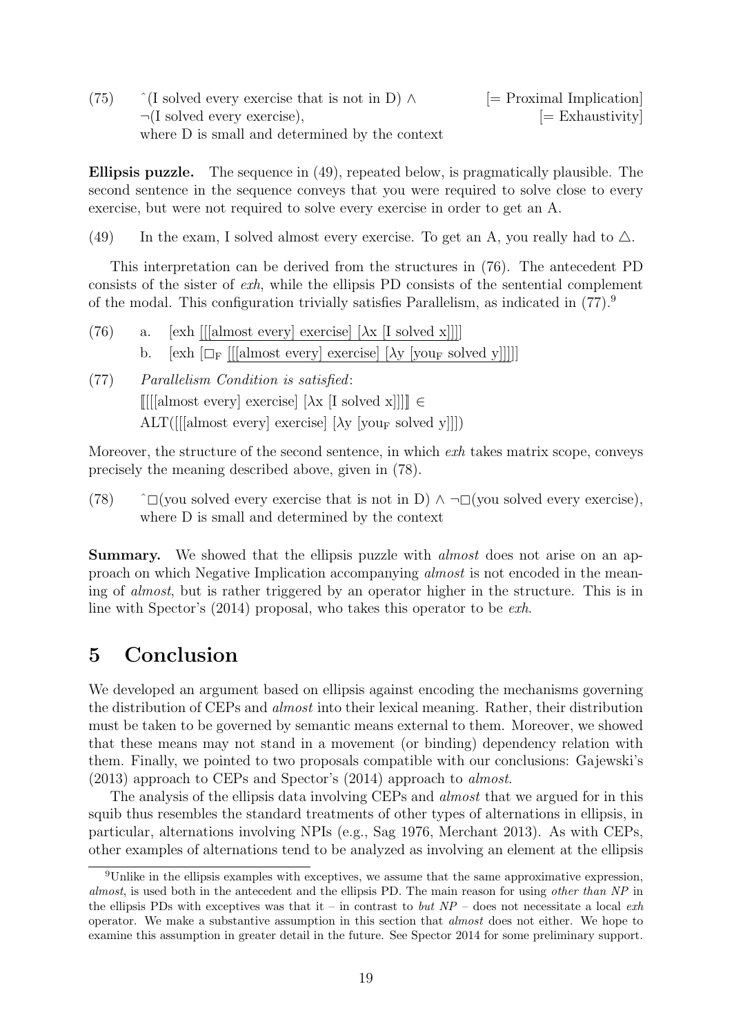(75) $\hat{}$(I solved every exercise that is not in D) $\wedge$ [= Proximal Implication]
$\neg$(I solved every exercise), [= Exhaustivity]
where D is small and determined by the context

**Ellipsis puzzle.** The sequence in (49), repeated below, is pragmatically plausible. The second sentence in the sequence conveys that you were required to solve close to every exercise, but were not required to solve every exercise in order to get an A.

(49) In the exam, I solved almost every exercise. To get an A, you really had to $\triangle$.

This interpretation can be derived from the structures in (76). The antecedent PD consists of the sister of *exh*, while the ellipsis PD consists of the sentential complement of the modal. This configuration trivially satisfies Parallelism, as indicated in (77).[9]

(76) a. [exh [[[almost every] exercise] [λx [I solved x]]]]
b. [exh [$\Box_F$ [[[almost every] exercise] [λy [you$_F$ solved y]]]]]

(77) *Parallelism Condition is satisfied*:
$[\![$[[[almost every] exercise] [λx [I solved x]]]$]\!] \in$
ALT([[[almost every] exercise] [λy [you$_F$ solved y]]])

Moreover, the structure of the second sentence, in which *exh* takes matrix scope, conveys precisely the meaning described above, given in (78).

(78) $\hat{}\Box$(you solved every exercise that is not in D) $\wedge$ $\neg\Box$(you solved every exercise), where D is small and determined by the context

**Summary.** We showed that the ellipsis puzzle with *almost* does not arise on an approach on which Negative Implication accompanying *almost* is not encoded in the meaning of *almost*, but is rather triggered by an operator higher in the structure. This is in line with Spector's (2014) proposal, who takes this operator to be *exh*.

# 5 Conclusion

We developed an argument based on ellipsis against encoding the mechanisms governing the distribution of CEPs and *almost* into their lexical meaning. Rather, their distribution must be taken to be governed by semantic means external to them. Moreover, we showed that these means may not stand in a movement (or binding) dependency relation with them. Finally, we pointed to two proposals compatible with our conclusions: Gajewski's (2013) approach to CEPs and Spector's (2014) approach to *almost*.

The analysis of the ellipsis data involving CEPs and *almost* that we argued for in this squib thus resembles the standard treatments of other types of alternations in ellipsis, in particular, alternations involving NPIs (e.g., Sag 1976, Merchant 2013). As with CEPs, other examples of alternations tend to be analyzed as involving an element at the ellipsis

[9] Unlike in the ellipsis examples with exceptives, we assume that the same approximative expression, *almost*, is used both in the antecedent and the ellipsis PD. The main reason for using *other than NP* in the ellipsis PDs with exceptives was that it – in contrast to *but NP* – does not necessitate a local *exh* operator. We make a substantive assumption in this section that *almost* does not either. We hope to examine this assumption in greater detail in the future. See Spector 2014 for some preliminary support.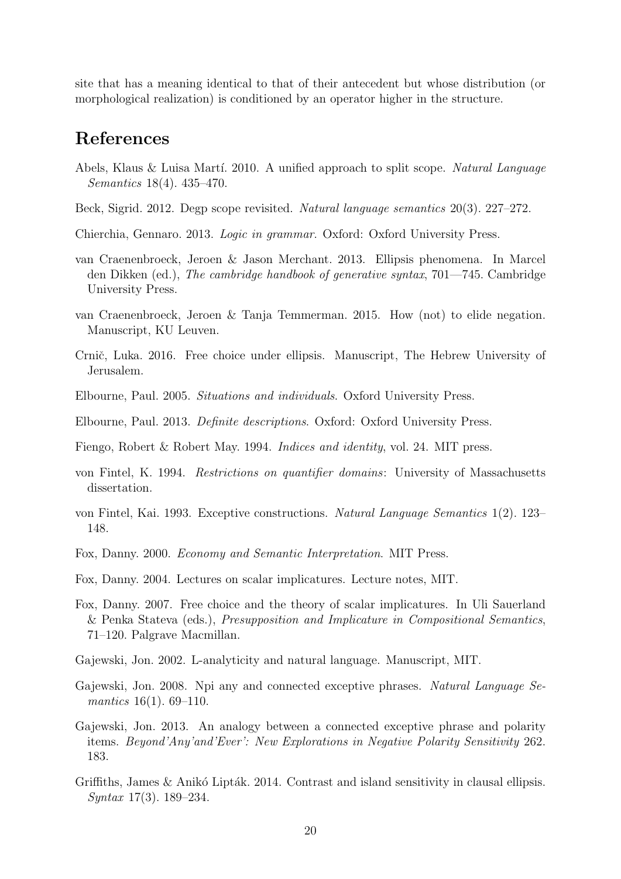site that has a meaning identical to that of their antecedent but whose distribution (or morphological realization) is conditioned by an operator higher in the structure.

## References

Abels, Klaus & Luisa Martí. 2010. A unified approach to split scope. *Natural Language Semantics* 18(4). 435–470.

Beck, Sigrid. 2012. Degp scope revisited. *Natural language semantics* 20(3). 227–272.

Chierchia, Gennaro. 2013. *Logic in grammar*. Oxford: Oxford University Press.

van Craenenbroeck, Jeroen & Jason Merchant. 2013. Ellipsis phenomena. In Marcel den Dikken (ed.), *The cambridge handbook of generative syntax*, 701—745. Cambridge University Press.

van Craenenbroeck, Jeroen & Tanja Temmerman. 2015. How (not) to elide negation. Manuscript, KU Leuven.

Crnič, Luka. 2016. Free choice under ellipsis. Manuscript, The Hebrew University of Jerusalem.

Elbourne, Paul. 2005. *Situations and individuals*. Oxford University Press.

Elbourne, Paul. 2013. *Definite descriptions*. Oxford: Oxford University Press.

Fiengo, Robert & Robert May. 1994. *Indices and identity*, vol. 24. MIT press.

von Fintel, K. 1994. *Restrictions on quantifier domains*: University of Massachusetts dissertation.

von Fintel, Kai. 1993. Exceptive constructions. *Natural Language Semantics* 1(2). 123–148.

Fox, Danny. 2000. *Economy and Semantic Interpretation*. MIT Press.

Fox, Danny. 2004. Lectures on scalar implicatures. Lecture notes, MIT.

Fox, Danny. 2007. Free choice and the theory of scalar implicatures. In Uli Sauerland & Penka Stateva (eds.), *Presupposition and Implicature in Compositional Semantics*, 71–120. Palgrave Macmillan.

Gajewski, Jon. 2002. L-analyticity and natural language. Manuscript, MIT.

Gajewski, Jon. 2008. Npi any and connected exceptive phrases. *Natural Language Semantics* 16(1). 69–110.

Gajewski, Jon. 2013. An analogy between a connected exceptive phrase and polarity items. *Beyond'Any'and'Ever': New Explorations in Negative Polarity Sensitivity* 262. 183.

Griffiths, James & Anikó Lipták. 2014. Contrast and island sensitivity in clausal ellipsis. *Syntax* 17(3). 189–234.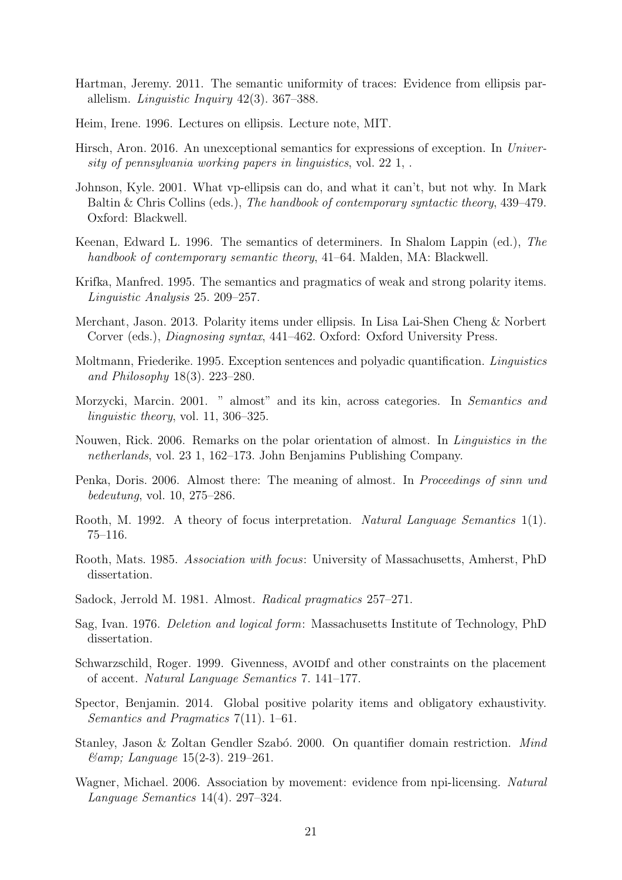Hartman, Jeremy. 2011. The semantic uniformity of traces: Evidence from ellipsis parallelism. *Linguistic Inquiry* 42(3). 367–388.

Heim, Irene. 1996. Lectures on ellipsis. Lecture note, MIT.

Hirsch, Aron. 2016. An unexceptional semantics for expressions of exception. In *University of pennsylvania working papers in linguistics*, vol. 22 1, .

Johnson, Kyle. 2001. What vp-ellipsis can do, and what it can't, but not why. In Mark Baltin & Chris Collins (eds.), *The handbook of contemporary syntactic theory*, 439–479. Oxford: Blackwell.

Keenan, Edward L. 1996. The semantics of determiners. In Shalom Lappin (ed.), *The handbook of contemporary semantic theory*, 41–64. Malden, MA: Blackwell.

Krifka, Manfred. 1995. The semantics and pragmatics of weak and strong polarity items. *Linguistic Analysis* 25. 209–257.

Merchant, Jason. 2013. Polarity items under ellipsis. In Lisa Lai-Shen Cheng & Norbert Corver (eds.), *Diagnosing syntax*, 441–462. Oxford: Oxford University Press.

Moltmann, Friederike. 1995. Exception sentences and polyadic quantification. *Linguistics and Philosophy* 18(3). 223–280.

Morzycki, Marcin. 2001. " almost" and its kin, across categories. In *Semantics and linguistic theory*, vol. 11, 306–325.

Nouwen, Rick. 2006. Remarks on the polar orientation of almost. In *Linguistics in the netherlands*, vol. 23 1, 162–173. John Benjamins Publishing Company.

Penka, Doris. 2006. Almost there: The meaning of almost. In *Proceedings of sinn und bedeutung*, vol. 10, 275–286.

Rooth, M. 1992. A theory of focus interpretation. *Natural Language Semantics* 1(1). 75–116.

Rooth, Mats. 1985. *Association with focus*: University of Massachusetts, Amherst, PhD dissertation.

Sadock, Jerrold M. 1981. Almost. *Radical pragmatics* 257–271.

Sag, Ivan. 1976. *Deletion and logical form*: Massachusetts Institute of Technology, PhD dissertation.

Schwarzschild, Roger. 1999. Givenness, AVOIDf and other constraints on the placement of accent. *Natural Language Semantics* 7. 141–177.

Spector, Benjamin. 2014. Global positive polarity items and obligatory exhaustivity. *Semantics and Pragmatics* 7(11). 1–61.

Stanley, Jason & Zoltan Gendler Szabó. 2000. On quantifier domain restriction. *Mind &amp; Language* 15(2-3). 219–261.

Wagner, Michael. 2006. Association by movement: evidence from npi-licensing. *Natural Language Semantics* 14(4). 297–324.